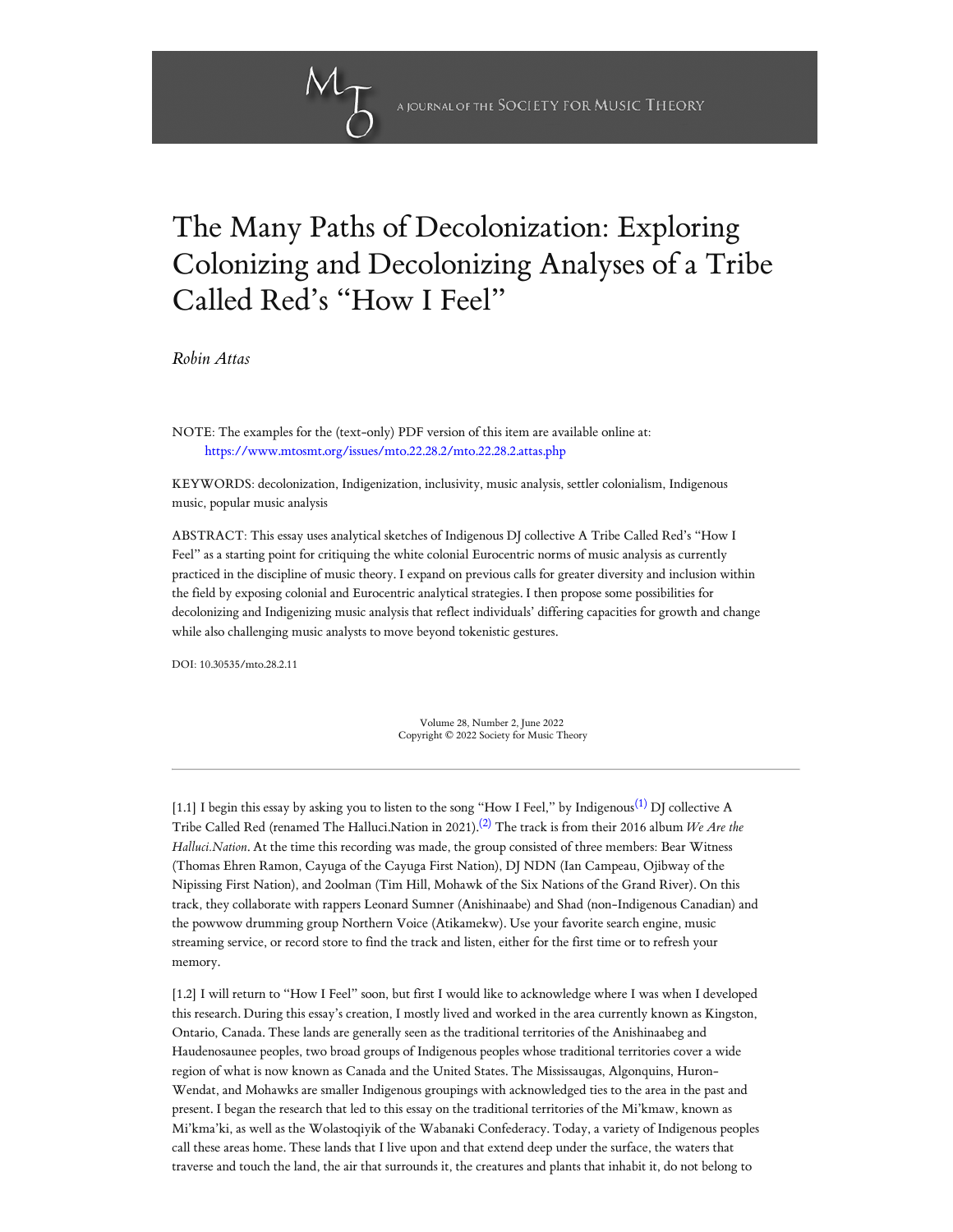# The Many Paths of Decolonization: Exploring Colonizing and Decolonizing Analyses of a Tribe Called Red's "How I Feel"

*Robin Attas*

NOTE: The examples for the (text-only) PDF version of this item are available online at: https://www.mtosmt.org/issues/mto.22.28.2/mto.22.28.2.attas.php

KEYWORDS: decolonization, Indigenization, inclusivity, music analysis, settler colonialism, Indigenous music, popular music analysis

ABSTRACT: This essay uses analytical sketches of Indigenous DJ collective A Tribe Called Red's "How I Feel" as a starting point for critiquing the white colonial Eurocentric norms of music analysis as currently practiced in the discipline of music theory. I expand on previous calls for greater diversity and inclusion within the field by exposing colonial and Eurocentric analytical strategies. I then propose some possibilities for decolonizing and Indigenizing music analysis that reflect individuals' differing capacities for growth and change while also challenging music analysts to move beyond tokenistic gestures.

DOI: 10.30535/mto.28.2.11

Volume 28, Number 2, June 2022
Copyright © 2022 Society for Music Theory

---

[1.1] I begin this essay by asking you to listen to the song "How I Feel," by Indigenous[(1)] DJ collective A Tribe Called Red (renamed The Halluci.Nation in 2021).[(2)] The track is from their 2016 album *We Are the Halluci.Nation*. At the time this recording was made, the group consisted of three members: Bear Witness (Thomas Ehren Ramon, Cayuga of the Cayuga First Nation), DJ NDN (Ian Campeau, Ojibway of the Nipissing First Nation), and 2oolman (Tim Hill, Mohawk of the Six Nations of the Grand River). On this track, they collaborate with rappers Leonard Sumner (Anishinaabe) and Shad (non-Indigenous Canadian) and the powwow drumming group Northern Voice (Atikamekw). Use your favorite search engine, music streaming service, or record store to find the track and listen, either for the first time or to refresh your memory.

[1.2] I will return to "How I Feel" soon, but first I would like to acknowledge where I was when I developed this research. During this essay's creation, I mostly lived and worked in the area currently known as Kingston, Ontario, Canada. These lands are generally seen as the traditional territories of the Anishinaabeg and Haudenosaunee peoples, two broad groups of Indigenous peoples whose traditional territories cover a wide region of what is now known as Canada and the United States. The Mississaugas, Algonquins, Huron-Wendat, and Mohawks are smaller Indigenous groupings with acknowledged ties to the area in the past and present. I began the research that led to this essay on the traditional territories of the Mi'kmaw, known as Mi'kma'ki, as well as the Wolastoqiyik of the Wabanaki Confederacy. Today, a variety of Indigenous peoples call these areas home. These lands that I live upon and that extend deep under the surface, the waters that traverse and touch the land, the air that surrounds it, the creatures and plants that inhabit it, do not belong to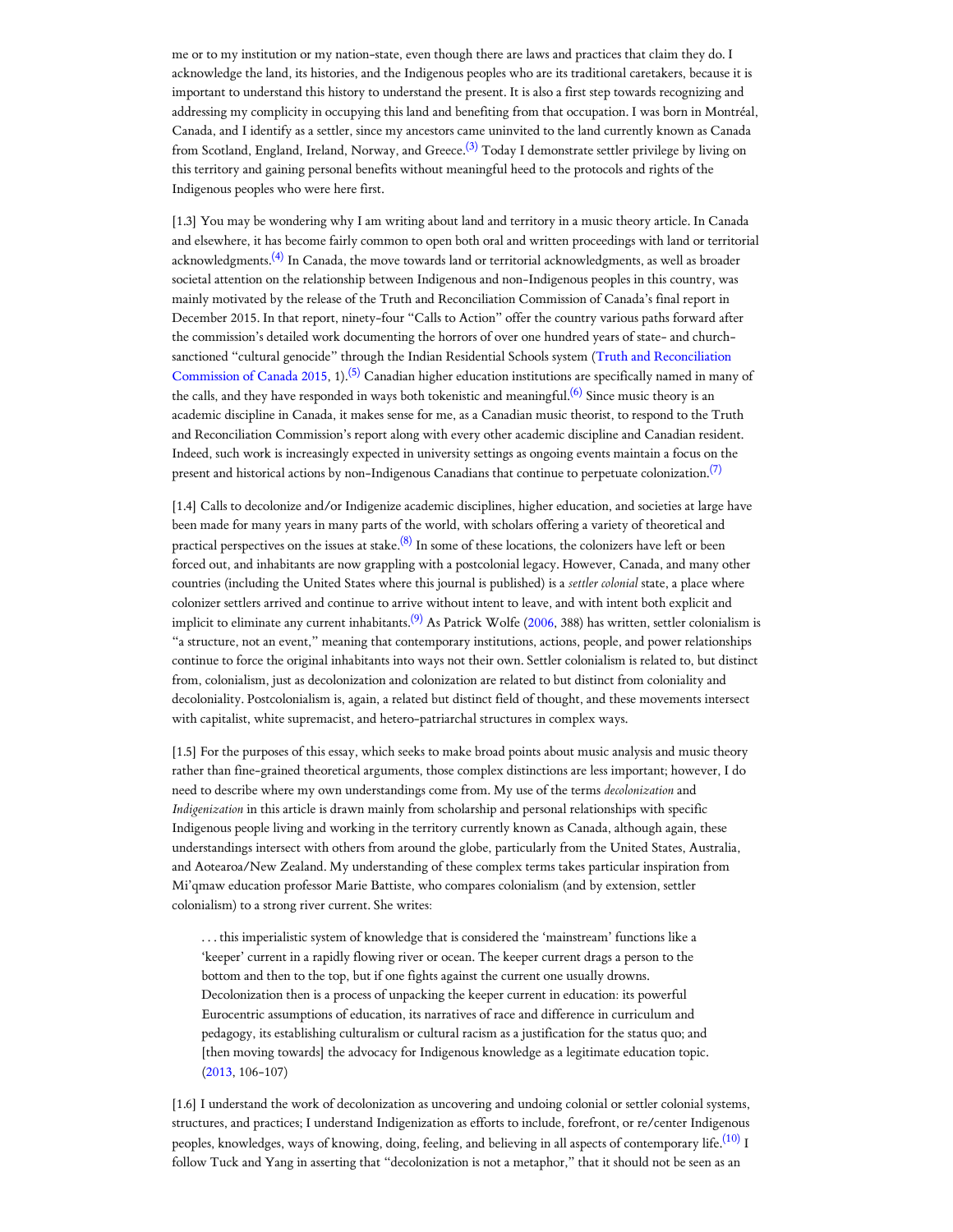me or to my institution or my nation-state, even though there are laws and practices that claim they do. I acknowledge the land, its histories, and the Indigenous peoples who are its traditional caretakers, because it is important to understand this history to understand the present. It is also a first step towards recognizing and addressing my complicity in occupying this land and benefiting from that occupation. I was born in Montréal, Canada, and I identify as a settler, since my ancestors came uninvited to the land currently known as Canada from Scotland, England, Ireland, Norway, and Greece.[(3)] Today I demonstrate settler privilege by living on this territory and gaining personal benefits without meaningful heed to the protocols and rights of the Indigenous peoples who were here first.

[1.3] You may be wondering why I am writing about land and territory in a music theory article. In Canada and elsewhere, it has become fairly common to open both oral and written proceedings with land or territorial acknowledgments.[(4)] In Canada, the move towards land or territorial acknowledgments, as well as broader societal attention on the relationship between Indigenous and non-Indigenous peoples in this country, was mainly motivated by the release of the Truth and Reconciliation Commission of Canada's final report in December 2015. In that report, ninety-four "Calls to Action" offer the country various paths forward after the commission's detailed work documenting the horrors of over one hundred years of state- and church-sanctioned "cultural genocide" through the Indian Residential Schools system (Truth and Reconciliation Commission of Canada 2015, 1).[(5)] Canadian higher education institutions are specifically named in many of the calls, and they have responded in ways both tokenistic and meaningful.[(6)] Since music theory is an academic discipline in Canada, it makes sense for me, as a Canadian music theorist, to respond to the Truth and Reconciliation Commission's report along with every other academic discipline and Canadian resident. Indeed, such work is increasingly expected in university settings as ongoing events maintain a focus on the present and historical actions by non-Indigenous Canadians that continue to perpetuate colonization.[(7)]

[1.4] Calls to decolonize and/or Indigenize academic disciplines, higher education, and societies at large have been made for many years in many parts of the world, with scholars offering a variety of theoretical and practical perspectives on the issues at stake.[(8)] In some of these locations, the colonizers have left or been forced out, and inhabitants are now grappling with a postcolonial legacy. However, Canada, and many other countries (including the United States where this journal is published) is a *settler colonial* state, a place where colonizer settlers arrived and continue to arrive without intent to leave, and with intent both explicit and implicit to eliminate any current inhabitants.[(9)] As Patrick Wolfe (2006, 388) has written, settler colonialism is "a structure, not an event," meaning that contemporary institutions, actions, people, and power relationships continue to force the original inhabitants into ways not their own. Settler colonialism is related to, but distinct from, colonialism, just as decolonization and colonization are related to but distinct from coloniality and decoloniality. Postcolonialism is, again, a related but distinct field of thought, and these movements intersect with capitalist, white supremacist, and hetero-patriarchal structures in complex ways.

[1.5] For the purposes of this essay, which seeks to make broad points about music analysis and music theory rather than fine-grained theoretical arguments, those complex distinctions are less important; however, I do need to describe where my own understandings come from. My use of the terms *decolonization* and *Indigenization* in this article is drawn mainly from scholarship and personal relationships with specific Indigenous people living and working in the territory currently known as Canada, although again, these understandings intersect with others from around the globe, particularly from the United States, Australia, and Aotearoa/New Zealand. My understanding of these complex terms takes particular inspiration from Mi'qmaw education professor Marie Battiste, who compares colonialism (and by extension, settler colonialism) to a strong river current. She writes:

> . . . this imperialistic system of knowledge that is considered the 'mainstream' functions like a 'keeper' current in a rapidly flowing river or ocean. The keeper current drags a person to the bottom and then to the top, but if one fights against the current one usually drowns. Decolonization then is a process of unpacking the keeper current in education: its powerful Eurocentric assumptions of education, its narratives of race and difference in curriculum and pedagogy, its establishing culturalism or cultural racism as a justification for the status quo; and [then moving towards] the advocacy for Indigenous knowledge as a legitimate education topic. (2013, 106–107)

[1.6] I understand the work of decolonization as uncovering and undoing colonial or settler colonial systems, structures, and practices; I understand Indigenization as efforts to include, forefront, or re/center Indigenous peoples, knowledges, ways of knowing, doing, feeling, and believing in all aspects of contemporary life.[(10)] I follow Tuck and Yang in asserting that "decolonization is not a metaphor," that it should not be seen as an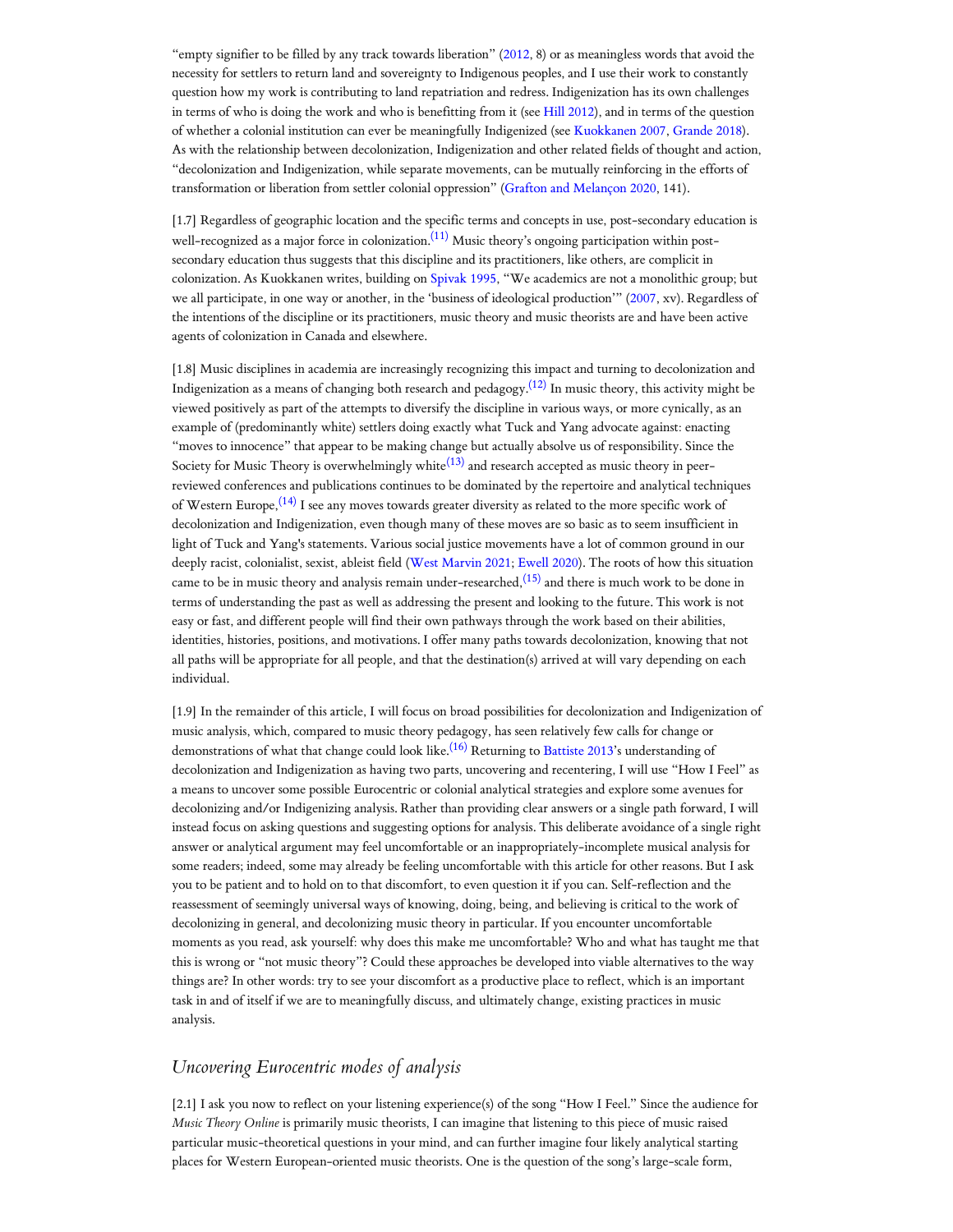"empty signifier to be filled by any track towards liberation" (2012, 8) or as meaningless words that avoid the necessity for settlers to return land and sovereignty to Indigenous peoples, and I use their work to constantly question how my work is contributing to land repatriation and redress. Indigenization has its own challenges in terms of who is doing the work and who is benefitting from it (see Hill 2012), and in terms of the question of whether a colonial institution can ever be meaningfully Indigenized (see Kuokkanen 2007, Grande 2018). As with the relationship between decolonization, Indigenization and other related fields of thought and action, "decolonization and Indigenization, while separate movements, can be mutually reinforcing in the efforts of transformation or liberation from settler colonial oppression" (Grafton and Melançon 2020, 141).

[1.7] Regardless of geographic location and the specific terms and concepts in use, post-secondary education is well-recognized as a major force in colonization.(11) Music theory's ongoing participation within post-secondary education thus suggests that this discipline and its practitioners, like others, are complicit in colonization. As Kuokkanen writes, building on Spivak 1995, "We academics are not a monolithic group; but we all participate, in one way or another, in the 'business of ideological production'" (2007, xv). Regardless of the intentions of the discipline or its practitioners, music theory and music theorists are and have been active agents of colonization in Canada and elsewhere.

[1.8] Music disciplines in academia are increasingly recognizing this impact and turning to decolonization and Indigenization as a means of changing both research and pedagogy.(12) In music theory, this activity might be viewed positively as part of the attempts to diversify the discipline in various ways, or more cynically, as an example of (predominantly white) settlers doing exactly what Tuck and Yang advocate against: enacting "moves to innocence" that appear to be making change but actually absolve us of responsibility. Since the Society for Music Theory is overwhelmingly white(13) and research accepted as music theory in peer-reviewed conferences and publications continues to be dominated by the repertoire and analytical techniques of Western Europe,(14) I see any moves towards greater diversity as related to the more specific work of decolonization and Indigenization, even though many of these moves are so basic as to seem insufficient in light of Tuck and Yang's statements. Various social justice movements have a lot of common ground in our deeply racist, colonialist, sexist, ableist field (West Marvin 2021; Ewell 2020). The roots of how this situation came to be in music theory and analysis remain under-researched,(15) and there is much work to be done in terms of understanding the past as well as addressing the present and looking to the future. This work is not easy or fast, and different people will find their own pathways through the work based on their abilities, identities, histories, positions, and motivations. I offer many paths towards decolonization, knowing that not all paths will be appropriate for all people, and that the destination(s) arrived at will vary depending on each individual.

[1.9] In the remainder of this article, I will focus on broad possibilities for decolonization and Indigenization of music analysis, which, compared to music theory pedagogy, has seen relatively few calls for change or demonstrations of what that change could look like.(16) Returning to Battiste 2013's understanding of decolonization and Indigenization as having two parts, uncovering and recentering, I will use "How I Feel" as a means to uncover some possible Eurocentric or colonial analytical strategies and explore some avenues for decolonizing and/or Indigenizing analysis. Rather than providing clear answers or a single path forward, I will instead focus on asking questions and suggesting options for analysis. This deliberate avoidance of a single right answer or analytical argument may feel uncomfortable or an inappropriately-incomplete musical analysis for some readers; indeed, some may already be feeling uncomfortable with this article for other reasons. But I ask you to be patient and to hold on to that discomfort, to even question it if you can. Self-reflection and the reassessment of seemingly universal ways of knowing, doing, being, and believing is critical to the work of decolonizing in general, and decolonizing music theory in particular. If you encounter uncomfortable moments as you read, ask yourself: why does this make me uncomfortable? Who and what has taught me that this is wrong or "not music theory"? Could these approaches be developed into viable alternatives to the way things are? In other words: try to see your discomfort as a productive place to reflect, which is an important task in and of itself if we are to meaningfully discuss, and ultimately change, existing practices in music analysis.

## *Uncovering Eurocentric modes of analysis*

[2.1] I ask you now to reflect on your listening experience(s) of the song "How I Feel." Since the audience for *Music Theory Online* is primarily music theorists, I can imagine that listening to this piece of music raised particular music-theoretical questions in your mind, and can further imagine four likely analytical starting places for Western European-oriented music theorists. One is the question of the song's large-scale form,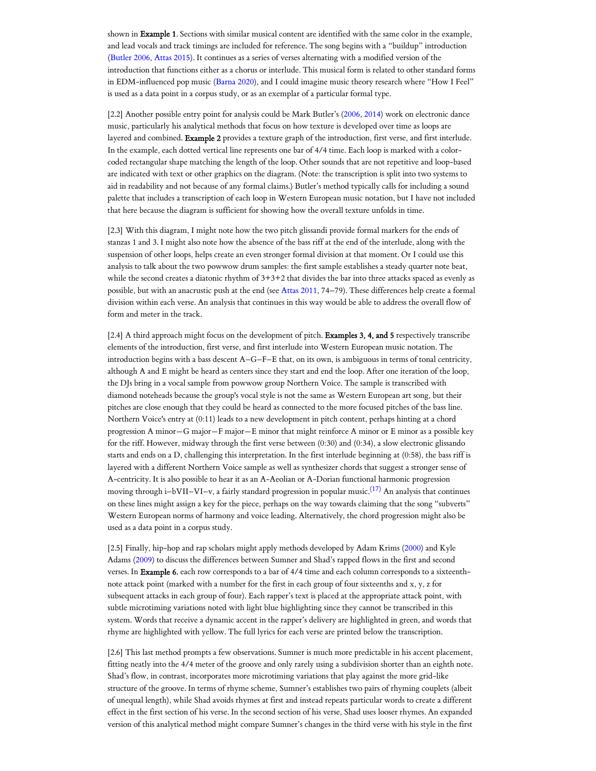shown in **Example 1**. Sections with similar musical content are identified with the same color in the example, and lead vocals and track timings are included for reference. The song begins with a "buildup" introduction (Butler 2006, Attas 2015). It continues as a series of verses alternating with a modified version of the introduction that functions either as a chorus or interlude. This musical form is related to other standard forms in EDM-influenced pop music (Barna 2020), and I could imagine music theory research where "How I Feel" is used as a data point in a corpus study, or as an exemplar of a particular formal type.

[2.2] Another possible entry point for analysis could be Mark Butler's (2006, 2014) work on electronic dance music, particularly his analytical methods that focus on how texture is developed over time as loops are layered and combined. **Example 2** provides a texture graph of the introduction, first verse, and first interlude. In the example, each dotted vertical line represents one bar of 4/4 time. Each loop is marked with a color-coded rectangular shape matching the length of the loop. Other sounds that are not repetitive and loop-based are indicated with text or other graphics on the diagram. (Note: the transcription is split into two systems to aid in readability and not because of any formal claims.) Butler's method typically calls for including a sound palette that includes a transcription of each loop in Western European music notation, but I have not included that here because the diagram is sufficient for showing how the overall texture unfolds in time.

[2.3] With this diagram, I might note how the two pitch glissandi provide formal markers for the ends of stanzas 1 and 3. I might also note how the absence of the bass riff at the end of the interlude, along with the suspension of other loops, helps create an even stronger formal division at that moment. Or I could use this analysis to talk about the two powwow drum samples: the first sample establishes a steady quarter note beat, while the second creates a diatonic rhythm of 3+3+2 that divides the bar into three attacks spaced as evenly as possible, but with an anacrustic push at the end (see Attas 2011, 74–79). These differences help create a formal division within each verse. An analysis that continues in this way would be able to address the overall flow of form and meter in the track.

[2.4] A third approach might focus on the development of pitch. **Examples 3, 4, and 5** respectively transcribe elements of the introduction, first verse, and first interlude into Western European music notation. The introduction begins with a bass descent A–G–F–E that, on its own, is ambiguous in terms of tonal centricity, although A and E might be heard as centers since they start and end the loop. After one iteration of the loop, the DJs bring in a vocal sample from powwow group Northern Voice. The sample is transcribed with diamond noteheads because the group's vocal style is not the same as Western European art song, but their pitches are close enough that they could be heard as connected to the more focused pitches of the bass line. Northern Voice's entry at (0:11) leads to a new development in pitch content, perhaps hinting at a chord progression A minor—G major—F major—E minor that might reinforce A minor or E minor as a possible key for the riff. However, midway through the first verse between (0:30) and (0:34), a slow electronic glissando starts and ends on a D, challenging this interpretation. In the first interlude beginning at (0:58), the bass riff is layered with a different Northern Voice sample as well as synthesizer chords that suggest a stronger sense of A-centricity. It is also possible to hear it as an A-Aeolian or A-Dorian functional harmonic progression moving through i–bVII–VI–v, a fairly standard progression in popular music.[17] An analysis that continues on these lines might assign a key for the piece, perhaps on the way towards claiming that the song "subverts" Western European norms of harmony and voice leading. Alternatively, the chord progression might also be used as a data point in a corpus study.

[2.5] Finally, hip-hop and rap scholars might apply methods developed by Adam Krims (2000) and Kyle Adams (2009) to discuss the differences between Sumner and Shad's rapped flows in the first and second verses. In **Example 6**, each row corresponds to a bar of 4/4 time and each column corresponds to a sixteenth-note attack point (marked with a number for the first in each group of four sixteenths and x, y, z for subsequent attacks in each group of four). Each rapper's text is placed at the appropriate attack point, with subtle microtiming variations noted with light blue highlighting since they cannot be transcribed in this system. Words that receive a dynamic accent in the rapper's delivery are highlighted in green, and words that rhyme are highlighted with yellow. The full lyrics for each verse are printed below the transcription.

[2.6] This last method prompts a few observations. Sumner is much more predictable in his accent placement, fitting neatly into the 4/4 meter of the groove and only rarely using a subdivision shorter than an eighth note. Shad's flow, in contrast, incorporates more microtiming variations that play against the more grid-like structure of the groove. In terms of rhyme scheme, Sumner's establishes two pairs of rhyming couplets (albeit of unequal length), while Shad avoids rhymes at first and instead repeats particular words to create a different effect in the first section of his verse. In the second section of his verse, Shad uses looser rhymes. An expanded version of this analytical method might compare Sumner's changes in the third verse with his style in the first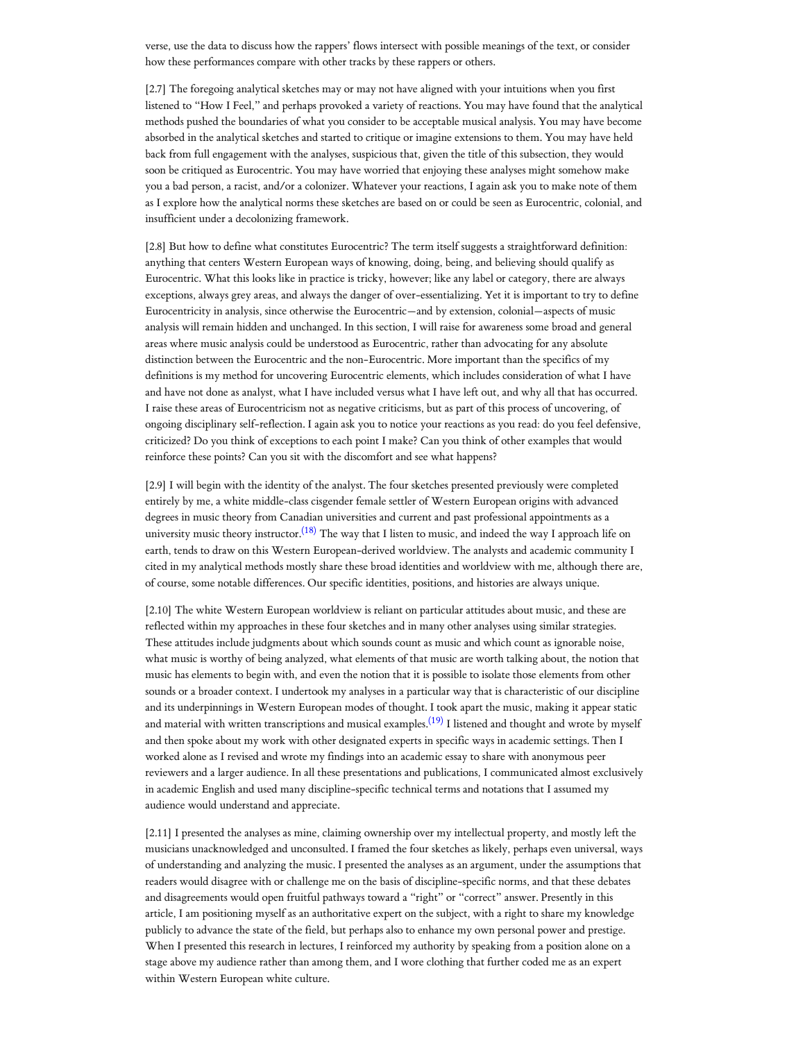verse, use the data to discuss how the rappers' flows intersect with possible meanings of the text, or consider how these performances compare with other tracks by these rappers or others.

[2.7] The foregoing analytical sketches may or may not have aligned with your intuitions when you first listened to "How I Feel," and perhaps provoked a variety of reactions. You may have found that the analytical methods pushed the boundaries of what you consider to be acceptable musical analysis. You may have become absorbed in the analytical sketches and started to critique or imagine extensions to them. You may have held back from full engagement with the analyses, suspicious that, given the title of this subsection, they would soon be critiqued as Eurocentric. You may have worried that enjoying these analyses might somehow make you a bad person, a racist, and/or a colonizer. Whatever your reactions, I again ask you to make note of them as I explore how the analytical norms these sketches are based on or could be seen as Eurocentric, colonial, and insufficient under a decolonizing framework.

[2.8] But how to define what constitutes Eurocentric? The term itself suggests a straightforward definition: anything that centers Western European ways of knowing, doing, being, and believing should qualify as Eurocentric. What this looks like in practice is tricky, however; like any label or category, there are always exceptions, always grey areas, and always the danger of over-essentializing. Yet it is important to try to define Eurocentricity in analysis, since otherwise the Eurocentric—and by extension, colonial—aspects of music analysis will remain hidden and unchanged. In this section, I will raise for awareness some broad and general areas where music analysis could be understood as Eurocentric, rather than advocating for any absolute distinction between the Eurocentric and the non-Eurocentric. More important than the specifics of my definitions is my method for uncovering Eurocentric elements, which includes consideration of what I have and have not done as analyst, what I have included versus what I have left out, and why all that has occurred. I raise these areas of Eurocentricism not as negative criticisms, but as part of this process of uncovering, of ongoing disciplinary self-reflection. I again ask you to notice your reactions as you read: do you feel defensive, criticized? Do you think of exceptions to each point I make? Can you think of other examples that would reinforce these points? Can you sit with the discomfort and see what happens?

[2.9] I will begin with the identity of the analyst. The four sketches presented previously were completed entirely by me, a white middle-class cisgender female settler of Western European origins with advanced degrees in music theory from Canadian universities and current and past professional appointments as a university music theory instructor.(18) The way that I listen to music, and indeed the way I approach life on earth, tends to draw on this Western European-derived worldview. The analysts and academic community I cited in my analytical methods mostly share these broad identities and worldview with me, although there are, of course, some notable differences. Our specific identities, positions, and histories are always unique.

[2.10] The white Western European worldview is reliant on particular attitudes about music, and these are reflected within my approaches in these four sketches and in many other analyses using similar strategies. These attitudes include judgments about which sounds count as music and which count as ignorable noise, what music is worthy of being analyzed, what elements of that music are worth talking about, the notion that music has elements to begin with, and even the notion that it is possible to isolate those elements from other sounds or a broader context. I undertook my analyses in a particular way that is characteristic of our discipline and its underpinnings in Western European modes of thought. I took apart the music, making it appear static and material with written transcriptions and musical examples.(19) I listened and thought and wrote by myself and then spoke about my work with other designated experts in specific ways in academic settings. Then I worked alone as I revised and wrote my findings into an academic essay to share with anonymous peer reviewers and a larger audience. In all these presentations and publications, I communicated almost exclusively in academic English and used many discipline-specific technical terms and notations that I assumed my audience would understand and appreciate.

[2.11] I presented the analyses as mine, claiming ownership over my intellectual property, and mostly left the musicians unacknowledged and unconsulted. I framed the four sketches as likely, perhaps even universal, ways of understanding and analyzing the music. I presented the analyses as an argument, under the assumptions that readers would disagree with or challenge me on the basis of discipline-specific norms, and that these debates and disagreements would open fruitful pathways toward a "right" or "correct" answer. Presently in this article, I am positioning myself as an authoritative expert on the subject, with a right to share my knowledge publicly to advance the state of the field, but perhaps also to enhance my own personal power and prestige. When I presented this research in lectures, I reinforced my authority by speaking from a position alone on a stage above my audience rather than among them, and I wore clothing that further coded me as an expert within Western European white culture.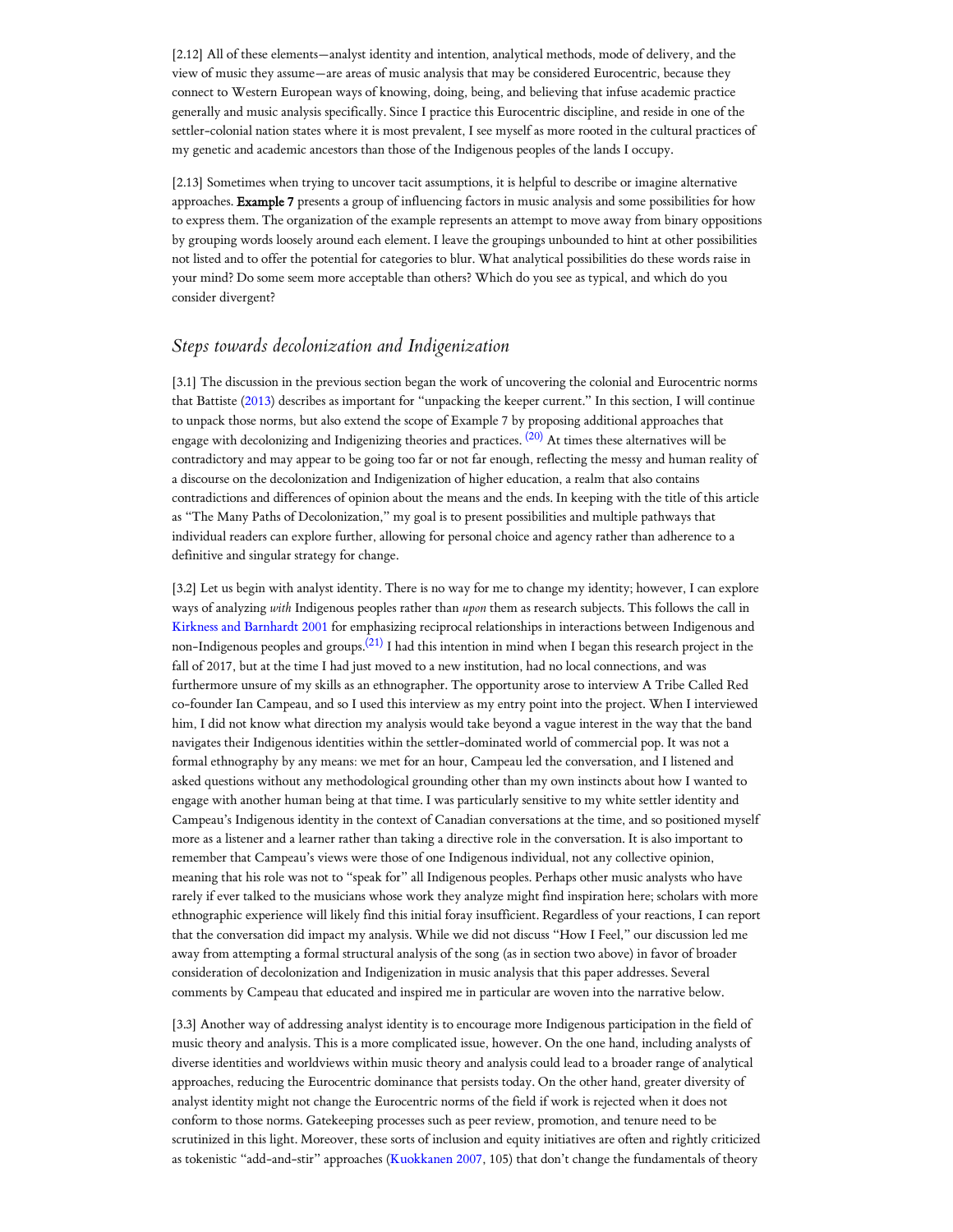[2.12] All of these elements—analyst identity and intention, analytical methods, mode of delivery, and the view of music they assume—are areas of music analysis that may be considered Eurocentric, because they connect to Western European ways of knowing, doing, being, and believing that infuse academic practice generally and music analysis specifically. Since I practice this Eurocentric discipline, and reside in one of the settler-colonial nation states where it is most prevalent, I see myself as more rooted in the cultural practices of my genetic and academic ancestors than those of the Indigenous peoples of the lands I occupy.

[2.13] Sometimes when trying to uncover tacit assumptions, it is helpful to describe or imagine alternative approaches. **Example 7** presents a group of influencing factors in music analysis and some possibilities for how to express them. The organization of the example represents an attempt to move away from binary oppositions by grouping words loosely around each element. I leave the groupings unbounded to hint at other possibilities not listed and to offer the potential for categories to blur. What analytical possibilities do these words raise in your mind? Do some seem more acceptable than others? Which do you see as typical, and which do you consider divergent?

## *Steps towards decolonization and Indigenization*

[3.1] The discussion in the previous section began the work of uncovering the colonial and Eurocentric norms that Battiste (2013) describes as important for "unpacking the keeper current." In this section, I will continue to unpack those norms, but also extend the scope of Example 7 by proposing additional approaches that engage with decolonizing and Indigenizing theories and practices. [20] At times these alternatives will be contradictory and may appear to be going too far or not far enough, reflecting the messy and human reality of a discourse on the decolonization and Indigenization of higher education, a realm that also contains contradictions and differences of opinion about the means and the ends. In keeping with the title of this article as "The Many Paths of Decolonization," my goal is to present possibilities and multiple pathways that individual readers can explore further, allowing for personal choice and agency rather than adherence to a definitive and singular strategy for change.

[3.2] Let us begin with analyst identity. There is no way for me to change my identity; however, I can explore ways of analyzing *with* Indigenous peoples rather than *upon* them as research subjects. This follows the call in Kirkness and Barnhardt 2001 for emphasizing reciprocal relationships in interactions between Indigenous and non-Indigenous peoples and groups.[21] I had this intention in mind when I began this research project in the fall of 2017, but at the time I had just moved to a new institution, had no local connections, and was furthermore unsure of my skills as an ethnographer. The opportunity arose to interview A Tribe Called Red co-founder Ian Campeau, and so I used this interview as my entry point into the project. When I interviewed him, I did not know what direction my analysis would take beyond a vague interest in the way that the band navigates their Indigenous identities within the settler-dominated world of commercial pop. It was not a formal ethnography by any means: we met for an hour, Campeau led the conversation, and I listened and asked questions without any methodological grounding other than my own instincts about how I wanted to engage with another human being at that time. I was particularly sensitive to my white settler identity and Campeau's Indigenous identity in the context of Canadian conversations at the time, and so positioned myself more as a listener and a learner rather than taking a directive role in the conversation. It is also important to remember that Campeau's views were those of one Indigenous individual, not any collective opinion, meaning that his role was not to "speak for" all Indigenous peoples. Perhaps other music analysts who have rarely if ever talked to the musicians whose work they analyze might find inspiration here; scholars with more ethnographic experience will likely find this initial foray insufficient. Regardless of your reactions, I can report that the conversation did impact my analysis. While we did not discuss "How I Feel," our discussion led me away from attempting a formal structural analysis of the song (as in section two above) in favor of broader consideration of decolonization and Indigenization in music analysis that this paper addresses. Several comments by Campeau that educated and inspired me in particular are woven into the narrative below.

[3.3] Another way of addressing analyst identity is to encourage more Indigenous participation in the field of music theory and analysis. This is a more complicated issue, however. On the one hand, including analysts of diverse identities and worldviews within music theory and analysis could lead to a broader range of analytical approaches, reducing the Eurocentric dominance that persists today. On the other hand, greater diversity of analyst identity might not change the Eurocentric norms of the field if work is rejected when it does not conform to those norms. Gatekeeping processes such as peer review, promotion, and tenure need to be scrutinized in this light. Moreover, these sorts of inclusion and equity initiatives are often and rightly criticized as tokenistic "add-and-stir" approaches (Kuokkanen 2007, 105) that don't change the fundamentals of theory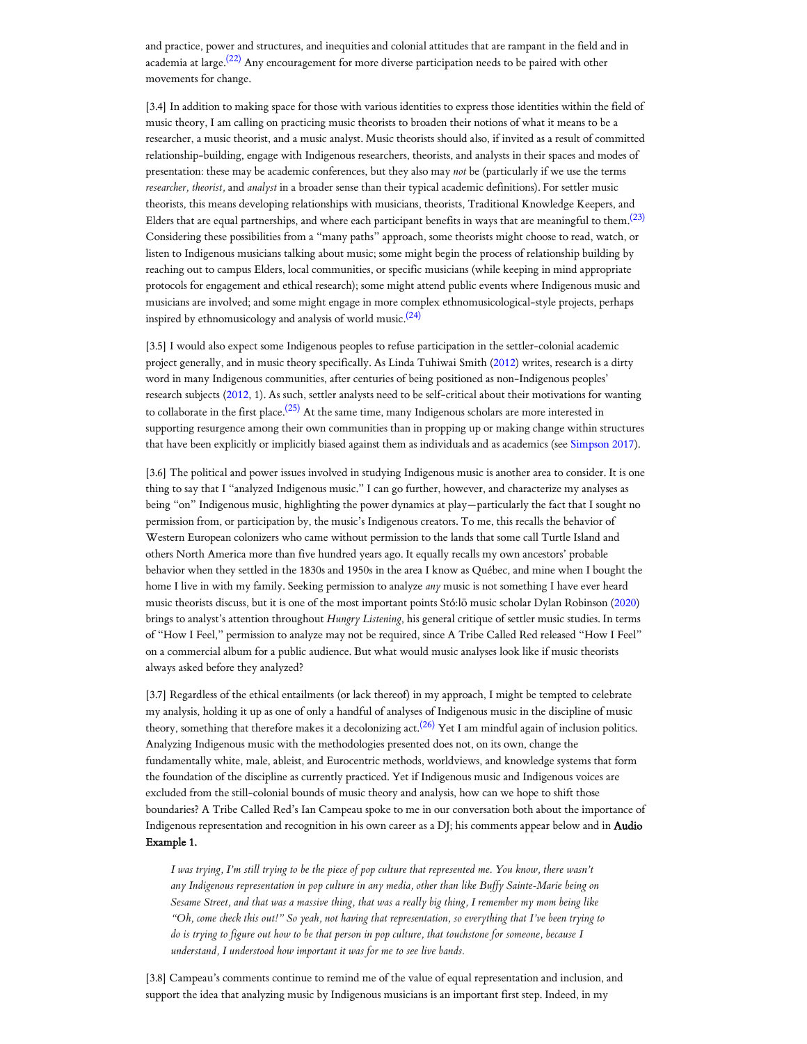and practice, power and structures, and inequities and colonial attitudes that are rampant in the field and in academia at large.[22] Any encouragement for more diverse participation needs to be paired with other movements for change.

[3.4] In addition to making space for those with various identities to express those identities within the field of music theory, I am calling on practicing music theorists to broaden their notions of what it means to be a researcher, a music theorist, and a music analyst. Music theorists should also, if invited as a result of committed relationship-building, engage with Indigenous researchers, theorists, and analysts in their spaces and modes of presentation: these may be academic conferences, but they also may *not* be (particularly if we use the terms *researcher, theorist,* and *analyst* in a broader sense than their typical academic definitions). For settler music theorists, this means developing relationships with musicians, theorists, Traditional Knowledge Keepers, and Elders that are equal partnerships, and where each participant benefits in ways that are meaningful to them.[23] Considering these possibilities from a "many paths" approach, some theorists might choose to read, watch, or listen to Indigenous musicians talking about music; some might begin the process of relationship building by reaching out to campus Elders, local communities, or specific musicians (while keeping in mind appropriate protocols for engagement and ethical research); some might attend public events where Indigenous music and musicians are involved; and some might engage in more complex ethnomusicological-style projects, perhaps inspired by ethnomusicology and analysis of world music.[24]

[3.5] I would also expect some Indigenous peoples to refuse participation in the settler-colonial academic project generally, and in music theory specifically. As Linda Tuhiwai Smith (2012) writes, research is a dirty word in many Indigenous communities, after centuries of being positioned as non-Indigenous peoples' research subjects (2012, 1). As such, settler analysts need to be self-critical about their motivations for wanting to collaborate in the first place.[25] At the same time, many Indigenous scholars are more interested in supporting resurgence among their own communities than in propping up or making change within structures that have been explicitly or implicitly biased against them as individuals and as academics (see Simpson 2017).

[3.6] The political and power issues involved in studying Indigenous music is another area to consider. It is one thing to say that I "analyzed Indigenous music." I can go further, however, and characterize my analyses as being "on" Indigenous music, highlighting the power dynamics at play—particularly the fact that I sought no permission from, or participation by, the music's Indigenous creators. To me, this recalls the behavior of Western European colonizers who came without permission to the lands that some call Turtle Island and others North America more than five hundred years ago. It equally recalls my own ancestors' probable behavior when they settled in the 1830s and 1950s in the area I know as Québec, and mine when I bought the home I live in with my family. Seeking permission to analyze *any* music is not something I have ever heard music theorists discuss, but it is one of the most important points Stó:lō music scholar Dylan Robinson (2020) brings to analyst's attention throughout *Hungry Listening*, his general critique of settler music studies. In terms of "How I Feel," permission to analyze may not be required, since A Tribe Called Red released "How I Feel" on a commercial album for a public audience. But what would music analyses look like if music theorists always asked before they analyzed?

[3.7] Regardless of the ethical entailments (or lack thereof) in my approach, I might be tempted to celebrate my analysis, holding it up as one of only a handful of analyses of Indigenous music in the discipline of music theory, something that therefore makes it a decolonizing act.[26] Yet I am mindful again of inclusion politics. Analyzing Indigenous music with the methodologies presented does not, on its own, change the fundamentally white, male, ableist, and Eurocentric methods, worldviews, and knowledge systems that form the foundation of the discipline as currently practiced. Yet if Indigenous music and Indigenous voices are excluded from the still-colonial bounds of music theory and analysis, how can we hope to shift those boundaries? A Tribe Called Red's Ian Campeau spoke to me in our conversation both about the importance of Indigenous representation and recognition in his own career as a DJ; his comments appear below and in **Audio Example 1.**

> *I was trying, I'm still trying to be the piece of pop culture that represented me. You know, there wasn't any Indigenous representation in pop culture in any media, other than like Buffy Sainte-Marie being on Sesame Street, and that was a massive thing, that was a really big thing, I remember my mom being like "Oh, come check this out!" So yeah, not having that representation, so everything that I've been trying to do is trying to figure out how to be that person in pop culture, that touchstone for someone, because I understand, I understood how important it was for me to see live bands.*

[3.8] Campeau's comments continue to remind me of the value of equal representation and inclusion, and support the idea that analyzing music by Indigenous musicians is an important first step. Indeed, in my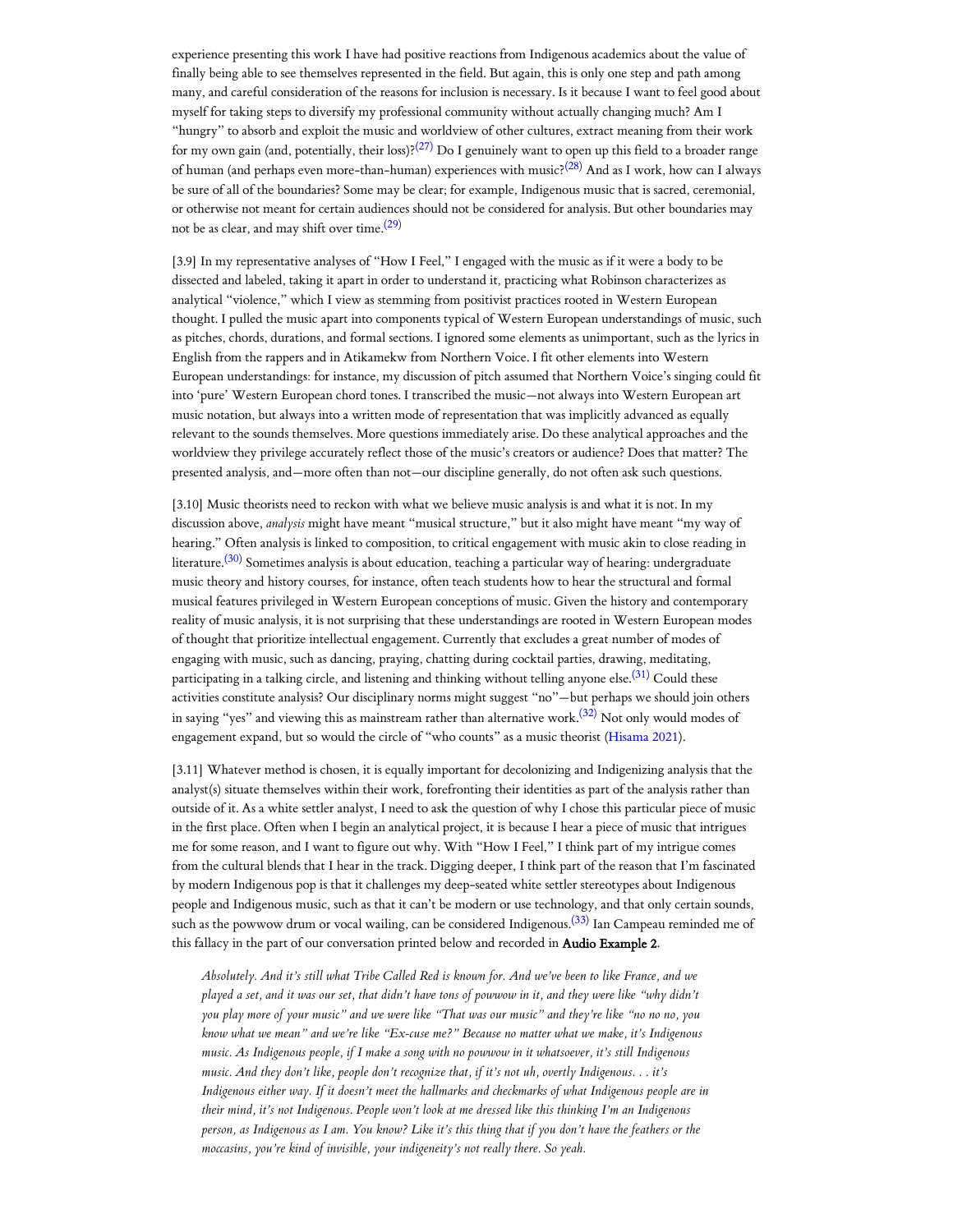experience presenting this work I have had positive reactions from Indigenous academics about the value of finally being able to see themselves represented in the field. But again, this is only one step and path among many, and careful consideration of the reasons for inclusion is necessary. Is it because I want to feel good about myself for taking steps to diversify my professional community without actually changing much? Am I "hungry" to absorb and exploit the music and worldview of other cultures, extract meaning from their work for my own gain (and, potentially, their loss)?[27] Do I genuinely want to open up this field to a broader range of human (and perhaps even more-than-human) experiences with music?[28] And as I work, how can I always be sure of all of the boundaries? Some may be clear; for example, Indigenous music that is sacred, ceremonial, or otherwise not meant for certain audiences should not be considered for analysis. But other boundaries may not be as clear, and may shift over time.[29]

[3.9] In my representative analyses of "How I Feel," I engaged with the music as if it were a body to be dissected and labeled, taking it apart in order to understand it, practicing what Robinson characterizes as analytical "violence," which I view as stemming from positivist practices rooted in Western European thought. I pulled the music apart into components typical of Western European understandings of music, such as pitches, chords, durations, and formal sections. I ignored some elements as unimportant, such as the lyrics in English from the rappers and in Atikamekw from Northern Voice. I fit other elements into Western European understandings: for instance, my discussion of pitch assumed that Northern Voice's singing could fit into 'pure' Western European chord tones. I transcribed the music—not always into Western European art music notation, but always into a written mode of representation that was implicitly advanced as equally relevant to the sounds themselves. More questions immediately arise. Do these analytical approaches and the worldview they privilege accurately reflect those of the music's creators or audience? Does that matter? The presented analysis, and—more often than not—our discipline generally, do not often ask such questions.

[3.10] Music theorists need to reckon with what we believe music analysis is and what it is not. In my discussion above, *analysis* might have meant "musical structure," but it also might have meant "my way of hearing." Often analysis is linked to composition, to critical engagement with music akin to close reading in literature.[30] Sometimes analysis is about education, teaching a particular way of hearing: undergraduate music theory and history courses, for instance, often teach students how to hear the structural and formal musical features privileged in Western European conceptions of music. Given the history and contemporary reality of music analysis, it is not surprising that these understandings are rooted in Western European modes of thought that prioritize intellectual engagement. Currently that excludes a great number of modes of engaging with music, such as dancing, praying, chatting during cocktail parties, drawing, meditating, participating in a talking circle, and listening and thinking without telling anyone else.[31] Could these activities constitute analysis? Our disciplinary norms might suggest "no"—but perhaps we should join others in saying "yes" and viewing this as mainstream rather than alternative work.[32] Not only would modes of engagement expand, but so would the circle of "who counts" as a music theorist (Hisama 2021).

[3.11] Whatever method is chosen, it is equally important for decolonizing and Indigenizing analysis that the analyst(s) situate themselves within their work, forefronting their identities as part of the analysis rather than outside of it. As a white settler analyst, I need to ask the question of why I chose this particular piece of music in the first place. Often when I begin an analytical project, it is because I hear a piece of music that intrigues me for some reason, and I want to figure out why. With "How I Feel," I think part of my intrigue comes from the cultural blends that I hear in the track. Digging deeper, I think part of the reason that I'm fascinated by modern Indigenous pop is that it challenges my deep-seated white settler stereotypes about Indigenous people and Indigenous music, such as that it can't be modern or use technology, and that only certain sounds, such as the powwow drum or vocal wailing, can be considered Indigenous.[33] Ian Campeau reminded me of this fallacy in the part of our conversation printed below and recorded in **Audio Example 2**.

> *Absolutely. And it's still what Tribe Called Red is known for. And we've been to like France, and we played a set, and it was our set, that didn't have tons of powwow in it, and they were like "why didn't you play more of your music" and we were like "That was our music" and they're like "no no no, you know what we mean" and we're like "Ex-cuse me?" Because no matter what we make, it's Indigenous music. As Indigenous people, if I make a song with no powwow in it whatsoever, it's still Indigenous music. And they don't like, people don't recognize that, if it's not uh, overtly Indigenous. . . it's Indigenous either way. If it doesn't meet the hallmarks and checkmarks of what Indigenous people are in their mind, it's not Indigenous. People won't look at me dressed like this thinking I'm an Indigenous person, as Indigenous as I am. You know? Like it's this thing that if you don't have the feathers or the moccasins, you're kind of invisible, your indigeneity's not really there. So yeah.*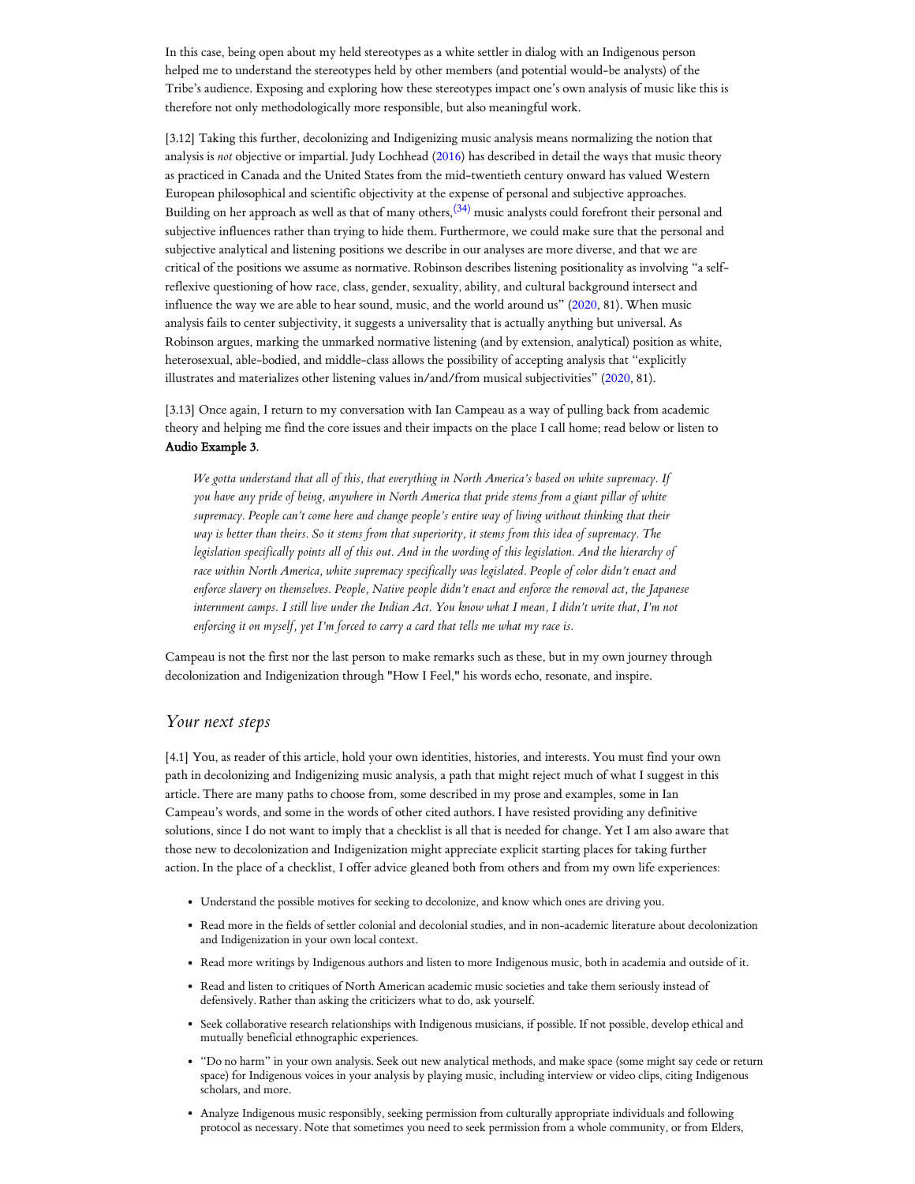In this case, being open about my held stereotypes as a white settler in dialog with an Indigenous person helped me to understand the stereotypes held by other members (and potential would-be analysts) of the Tribe's audience. Exposing and exploring how these stereotypes impact one's own analysis of music like this is therefore not only methodologically more responsible, but also meaningful work.

[3.12] Taking this further, decolonizing and Indigenizing music analysis means normalizing the notion that analysis is *not* objective or impartial. Judy Lochhead (2016) has described in detail the ways that music theory as practiced in Canada and the United States from the mid-twentieth century onward has valued Western European philosophical and scientific objectivity at the expense of personal and subjective approaches. Building on her approach as well as that of many others,[(34)] music analysts could forefront their personal and subjective influences rather than trying to hide them. Furthermore, we could make sure that the personal and subjective analytical and listening positions we describe in our analyses are more diverse, and that we are critical of the positions we assume as normative. Robinson describes listening positionality as involving "a self-reflexive questioning of how race, class, gender, sexuality, ability, and cultural background intersect and influence the way we are able to hear sound, music, and the world around us" (2020, 81). When music analysis fails to center subjectivity, it suggests a universality that is actually anything but universal. As Robinson argues, marking the unmarked normative listening (and by extension, analytical) position as white, heterosexual, able-bodied, and middle-class allows the possibility of accepting analysis that "explicitly illustrates and materializes other listening values in/and/from musical subjectivities" (2020, 81).

[3.13] Once again, I return to my conversation with Ian Campeau as a way of pulling back from academic theory and helping me find the core issues and their impacts on the place I call home; read below or listen to **Audio Example 3**.

> *We gotta understand that all of this, that everything in North America's based on white supremacy. If you have any pride of being, anywhere in North America that pride stems from a giant pillar of white supremacy. People can't come here and change people's entire way of living without thinking that their way is better than theirs. So it stems from that superiority, it stems from this idea of supremacy. The legislation specifically points all of this out. And in the wording of this legislation. And the hierarchy of race within North America, white supremacy specifically was legislated. People of color didn't enact and enforce slavery on themselves. People, Native people didn't enact and enforce the removal act, the Japanese internment camps. I still live under the Indian Act. You know what I mean, I didn't write that, I'm not enforcing it on myself, yet I'm forced to carry a card that tells me what my race is.*

Campeau is not the first nor the last person to make remarks such as these, but in my own journey through decolonization and Indigenization through "How I Feel," his words echo, resonate, and inspire.

## *Your next steps*

[4.1] You, as reader of this article, hold your own identities, histories, and interests. You must find your own path in decolonizing and Indigenizing music analysis, a path that might reject much of what I suggest in this article. There are many paths to choose from, some described in my prose and examples, some in Ian Campeau's words, and some in the words of other cited authors. I have resisted providing any definitive solutions, since I do not want to imply that a checklist is all that is needed for change. Yet I am also aware that those new to decolonization and Indigenization might appreciate explicit starting places for taking further action. In the place of a checklist, I offer advice gleaned both from others and from my own life experiences:

- Understand the possible motives for seeking to decolonize, and know which ones are driving you.
- Read more in the fields of settler colonial and decolonial studies, and in non-academic literature about decolonization and Indigenization in your own local context.
- Read more writings by Indigenous authors and listen to more Indigenous music, both in academia and outside of it.
- Read and listen to critiques of North American academic music societies and take them seriously instead of defensively. Rather than asking the criticizers what to do, ask yourself.
- Seek collaborative research relationships with Indigenous musicians, if possible. If not possible, develop ethical and mutually beneficial ethnographic experiences.
- "Do no harm" in your own analysis. Seek out new analytical methods, and make space (some might say cede or return space) for Indigenous voices in your analysis by playing music, including interview or video clips, citing Indigenous scholars, and more.
- Analyze Indigenous music responsibly, seeking permission from culturally appropriate individuals and following protocol as necessary. Note that sometimes you need to seek permission from a whole community, or from Elders,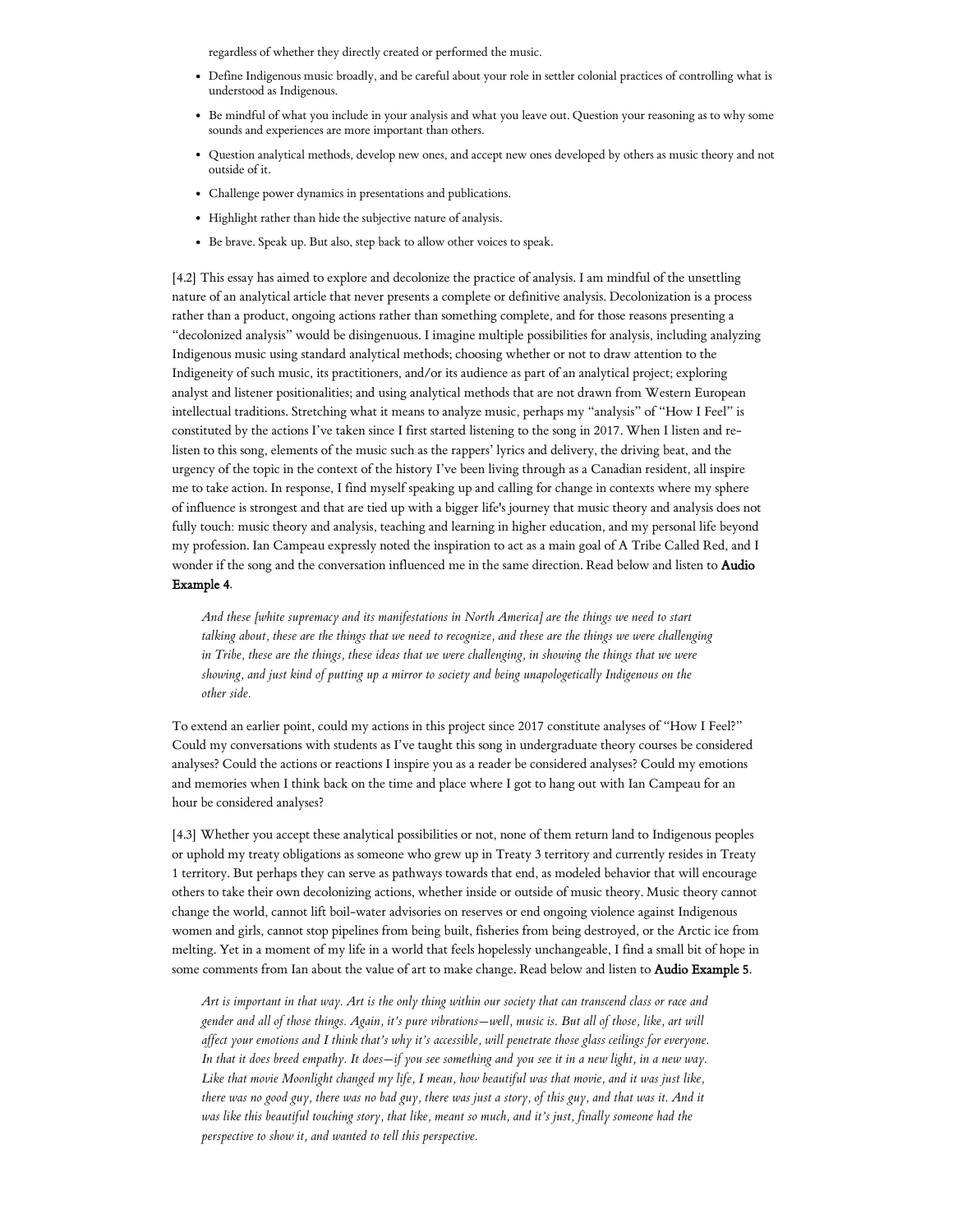regardless of whether they directly created or performed the music.

- Define Indigenous music broadly, and be careful about your role in settler colonial practices of controlling what is understood as Indigenous.
- Be mindful of what you include in your analysis and what you leave out. Question your reasoning as to why some sounds and experiences are more important than others.
- Question analytical methods, develop new ones, and accept new ones developed by others as music theory and not outside of it.
- Challenge power dynamics in presentations and publications.
- Highlight rather than hide the subjective nature of analysis.
- Be brave. Speak up. But also, step back to allow other voices to speak.

[4.2] This essay has aimed to explore and decolonize the practice of analysis. I am mindful of the unsettling nature of an analytical article that never presents a complete or definitive analysis. Decolonization is a process rather than a product, ongoing actions rather than something complete, and for those reasons presenting a "decolonized analysis" would be disingenuous. I imagine multiple possibilities for analysis, including analyzing Indigenous music using standard analytical methods; choosing whether or not to draw attention to the Indigeneity of such music, its practitioners, and/or its audience as part of an analytical project; exploring analyst and listener positionalities; and using analytical methods that are not drawn from Western European intellectual traditions. Stretching what it means to analyze music, perhaps my "analysis" of "How I Feel" is constituted by the actions I've taken since I first started listening to the song in 2017. When I listen and re-listen to this song, elements of the music such as the rappers' lyrics and delivery, the driving beat, and the urgency of the topic in the context of the history I've been living through as a Canadian resident, all inspire me to take action. In response, I find myself speaking up and calling for change in contexts where my sphere of influence is strongest and that are tied up with a bigger life's journey that music theory and analysis does not fully touch: music theory and analysis, teaching and learning in higher education, and my personal life beyond my profession. Ian Campeau expressly noted the inspiration to act as a main goal of A Tribe Called Red, and I wonder if the song and the conversation influenced me in the same direction. Read below and listen to **Audio Example 4**.

> *And these [white supremacy and its manifestations in North America] are the things we need to start talking about, these are the things that we need to recognize, and these are the things we were challenging in Tribe, these are the things, these ideas that we were challenging, in showing the things that we were showing, and just kind of putting up a mirror to society and being unapologetically Indigenous on the other side.*

To extend an earlier point, could my actions in this project since 2017 constitute analyses of "How I Feel?" Could my conversations with students as I've taught this song in undergraduate theory courses be considered analyses? Could the actions or reactions I inspire you as a reader be considered analyses? Could my emotions and memories when I think back on the time and place where I got to hang out with Ian Campeau for an hour be considered analyses?

[4.3] Whether you accept these analytical possibilities or not, none of them return land to Indigenous peoples or uphold my treaty obligations as someone who grew up in Treaty 3 territory and currently resides in Treaty 1 territory. But perhaps they can serve as pathways towards that end, as modeled behavior that will encourage others to take their own decolonizing actions, whether inside or outside of music theory. Music theory cannot change the world, cannot lift boil-water advisories on reserves or end ongoing violence against Indigenous women and girls, cannot stop pipelines from being built, fisheries from being destroyed, or the Arctic ice from melting. Yet in a moment of my life in a world that feels hopelessly unchangeable, I find a small bit of hope in some comments from Ian about the value of art to make change. Read below and listen to **Audio Example 5**.

> *Art is important in that way. Art is the only thing within our society that can transcend class or race and gender and all of those things. Again, it's pure vibrations—well, music is. But all of those, like, art will affect your emotions and I think that's why it's accessible, will penetrate those glass ceilings for everyone. In that it does breed empathy. It does—if you see something and you see it in a new light, in a new way. Like that movie Moonlight changed my life, I mean, how beautiful was that movie, and it was just like, there was no good guy, there was no bad guy, there was just a story, of this guy, and that was it. And it was like this beautiful touching story, that like, meant so much, and it's just, finally someone had the perspective to show it, and wanted to tell this perspective.*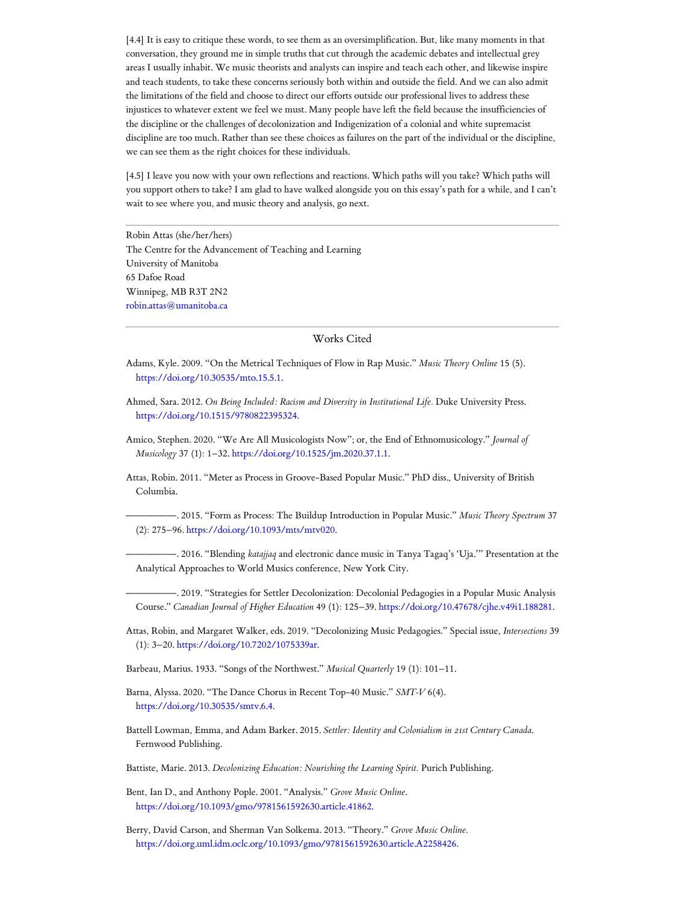[4.4] It is easy to critique these words, to see them as an oversimplification. But, like many moments in that conversation, they ground me in simple truths that cut through the academic debates and intellectual grey areas I usually inhabit. We music theorists and analysts can inspire and teach each other, and likewise inspire and teach students, to take these concerns seriously both within and outside the field. And we can also admit the limitations of the field and choose to direct our efforts outside our professional lives to address these injustices to whatever extent we feel we must. Many people have left the field because the insufficiencies of the discipline or the challenges of decolonization and Indigenization of a colonial and white supremacist discipline are too much. Rather than see these choices as failures on the part of the individual or the discipline, we can see them as the right choices for these individuals.

[4.5] I leave you now with your own reflections and reactions. Which paths will you take? Which paths will you support others to take? I am glad to have walked alongside you on this essay's path for a while, and I can't wait to see where you, and music theory and analysis, go next.

---

Robin Attas (she/her/hers)
The Centre for the Advancement of Teaching and Learning
University of Manitoba
65 Dafoe Road
Winnipeg, MB R3T 2N2
robin.attas@umanitoba.ca

---

## Works Cited

Adams, Kyle. 2009. "On the Metrical Techniques of Flow in Rap Music." *Music Theory Online* 15 (5). https://doi.org/10.30535/mto.15.5.1.

Ahmed, Sara. 2012. *On Being Included: Racism and Diversity in Institutional Life.* Duke University Press. https://doi.org/10.1515/9780822395324.

Amico, Stephen. 2020. "'We Are All Musicologists Now'; or, the End of Ethnomusicology." *Journal of Musicology* 37 (1): 1–32. https://doi.org/10.1525/jm.2020.37.1.1.

Attas, Robin. 2011. "Meter as Process in Groove-Based Popular Music." PhD diss., University of British Columbia.

—————. 2015. "Form as Process: The Buildup Introduction in Popular Music." *Music Theory Spectrum* 37 (2): 275–96. https://doi.org/10.1093/mts/mtv020.

—————. 2016. "Blending *katajjaq* and electronic dance music in Tanya Tagaq's 'Uja.'" Presentation at the Analytical Approaches to World Musics conference, New York City.

—————. 2019. "Strategies for Settler Decolonization: Decolonial Pedagogies in a Popular Music Analysis Course." *Canadian Journal of Higher Education* 49 (1): 125–39. https://doi.org/10.47678/cjhe.v49i1.188281.

Attas, Robin, and Margaret Walker, eds. 2019. "Decolonizing Music Pedagogies." Special issue, *Intersections* 39 (1): 3–20. https://doi.org/10.7202/1075339ar.

Barbeau, Marius. 1933. "Songs of the Northwest." *Musical Quarterly* 19 (1): 101–11.

Barna, Alyssa. 2020. "The Dance Chorus in Recent Top-40 Music." *SMT-V* 6(4). https://doi.org/10.30535/smtv.6.4.

Battell Lowman, Emma, and Adam Barker. 2015. *Settler: Identity and Colonialism in 21st Century Canada*. Fernwood Publishing.

Battiste, Marie. 2013. *Decolonizing Education: Nourishing the Learning Spirit.* Purich Publishing.

Bent, Ian D., and Anthony Pople. 2001. "Analysis." *Grove Music Online*. https://doi.org/10.1093/gmo/9781561592630.article.41862.

Berry, David Carson, and Sherman Van Solkema. 2013. "Theory." *Grove Music Online.* https://doi.org.uml.idm.oclc.org/10.1093/gmo/9781561592630.article.A2258426.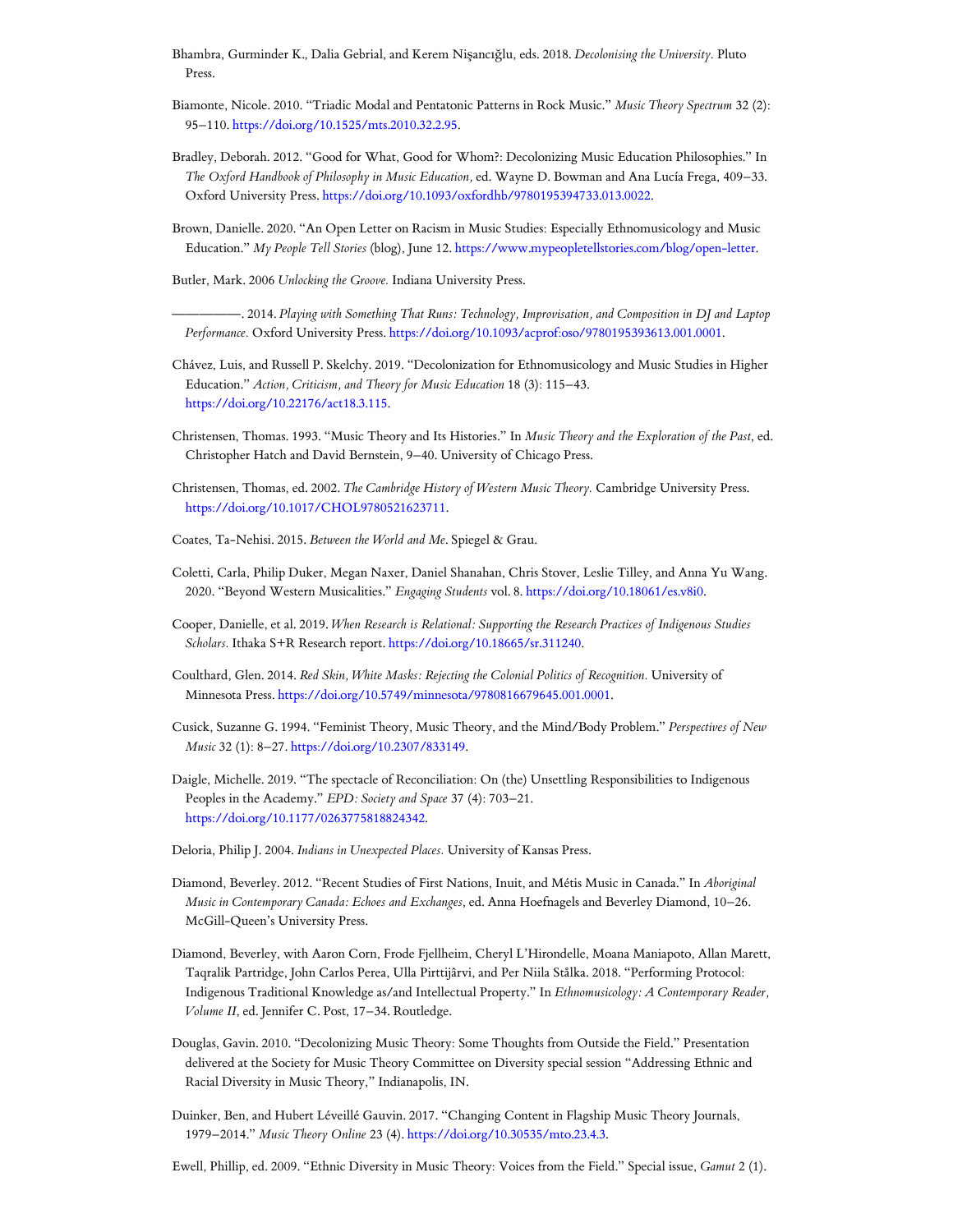Bhambra, Gurminder K., Dalia Gebrial, and Kerem Nişancıoğlu, eds. 2018. *Decolonising the University.* Pluto Press.

Biamonte, Nicole. 2010. "Triadic Modal and Pentatonic Patterns in Rock Music." *Music Theory Spectrum* 32 (2): 95–110. https://doi.org/10.1525/mts.2010.32.2.95.

Bradley, Deborah. 2012. "Good for What, Good for Whom?: Decolonizing Music Education Philosophies." In *The Oxford Handbook of Philosophy in Music Education*, ed. Wayne D. Bowman and Ana Lucía Frega, 409–33. Oxford University Press. https://doi.org/10.1093/oxfordhb/9780195394733.013.0022.

Brown, Danielle. 2020. "An Open Letter on Racism in Music Studies: Especially Ethnomusicology and Music Education." *My People Tell Stories* (blog), June 12. https://www.mypeopletellstories.com/blog/open-letter.

Butler, Mark. 2006 *Unlocking the Groove.* Indiana University Press.

———. 2014. *Playing with Something That Runs: Technology, Improvisation, and Composition in DJ and Laptop Performance.* Oxford University Press. https://doi.org/10.1093/acprof:oso/9780195393613.001.0001.

Chávez, Luis, and Russell P. Skelchy. 2019. "Decolonization for Ethnomusicology and Music Studies in Higher Education." *Action, Criticism, and Theory for Music Education* 18 (3): 115–43. https://doi.org/10.22176/act18.3.115.

Christensen, Thomas. 1993. "Music Theory and Its Histories." In *Music Theory and the Exploration of the Past*, ed. Christopher Hatch and David Bernstein, 9–40. University of Chicago Press.

Christensen, Thomas, ed. 2002. *The Cambridge History of Western Music Theory.* Cambridge University Press. https://doi.org/10.1017/CHOL9780521623711.

Coates, Ta-Nehisi. 2015. *Between the World and Me*. Spiegel & Grau.

Coletti, Carla, Philip Duker, Megan Naxer, Daniel Shanahan, Chris Stover, Leslie Tilley, and Anna Yu Wang. 2020. "Beyond Western Musicalities." *Engaging Students* vol. 8. https://doi.org/10.18061/es.v8i0.

Cooper, Danielle, et al. 2019. *When Research is Relational: Supporting the Research Practices of Indigenous Studies Scholars.* Ithaka S+R Research report. https://doi.org/10.18665/sr.311240.

Coulthard, Glen. 2014. *Red Skin, White Masks: Rejecting the Colonial Politics of Recognition.* University of Minnesota Press. https://doi.org/10.5749/minnesota/9780816679645.001.0001.

Cusick, Suzanne G. 1994. "Feminist Theory, Music Theory, and the Mind/Body Problem." *Perspectives of New Music* 32 (1): 8–27. https://doi.org/10.2307/833149.

Daigle, Michelle. 2019. "The spectacle of Reconciliation: On (the) Unsettling Responsibilities to Indigenous Peoples in the Academy." *EPD: Society and Space* 37 (4): 703–21. https://doi.org/10.1177/0263775818824342.

Deloria, Philip J. 2004. *Indians in Unexpected Places.* University of Kansas Press.

Diamond, Beverley. 2012. "Recent Studies of First Nations, Inuit, and Métis Music in Canada." In *Aboriginal Music in Contemporary Canada: Echoes and Exchanges*, ed. Anna Hoefnagels and Beverley Diamond, 10–26. McGill-Queen's University Press.

Diamond, Beverley, with Aaron Corn, Frode Fjellheim, Cheryl L'Hirondelle, Moana Maniapoto, Allan Marett, Taqralik Partridge, John Carlos Perea, Ulla Pirttijärvi, and Per Niila Stålka. 2018. "Performing Protocol: Indigenous Traditional Knowledge as/and Intellectual Property." In *Ethnomusicology: A Contemporary Reader, Volume II*, ed. Jennifer C. Post, 17–34. Routledge.

Douglas, Gavin. 2010. "Decolonizing Music Theory: Some Thoughts from Outside the Field." Presentation delivered at the Society for Music Theory Committee on Diversity special session "Addressing Ethnic and Racial Diversity in Music Theory," Indianapolis, IN.

Duinker, Ben, and Hubert Léveillé Gauvin. 2017. "Changing Content in Flagship Music Theory Journals, 1979–2014." *Music Theory Online* 23 (4). https://doi.org/10.30535/mto.23.4.3.

Ewell, Phillip, ed. 2009. "Ethnic Diversity in Music Theory: Voices from the Field." Special issue, *Gamut* 2 (1).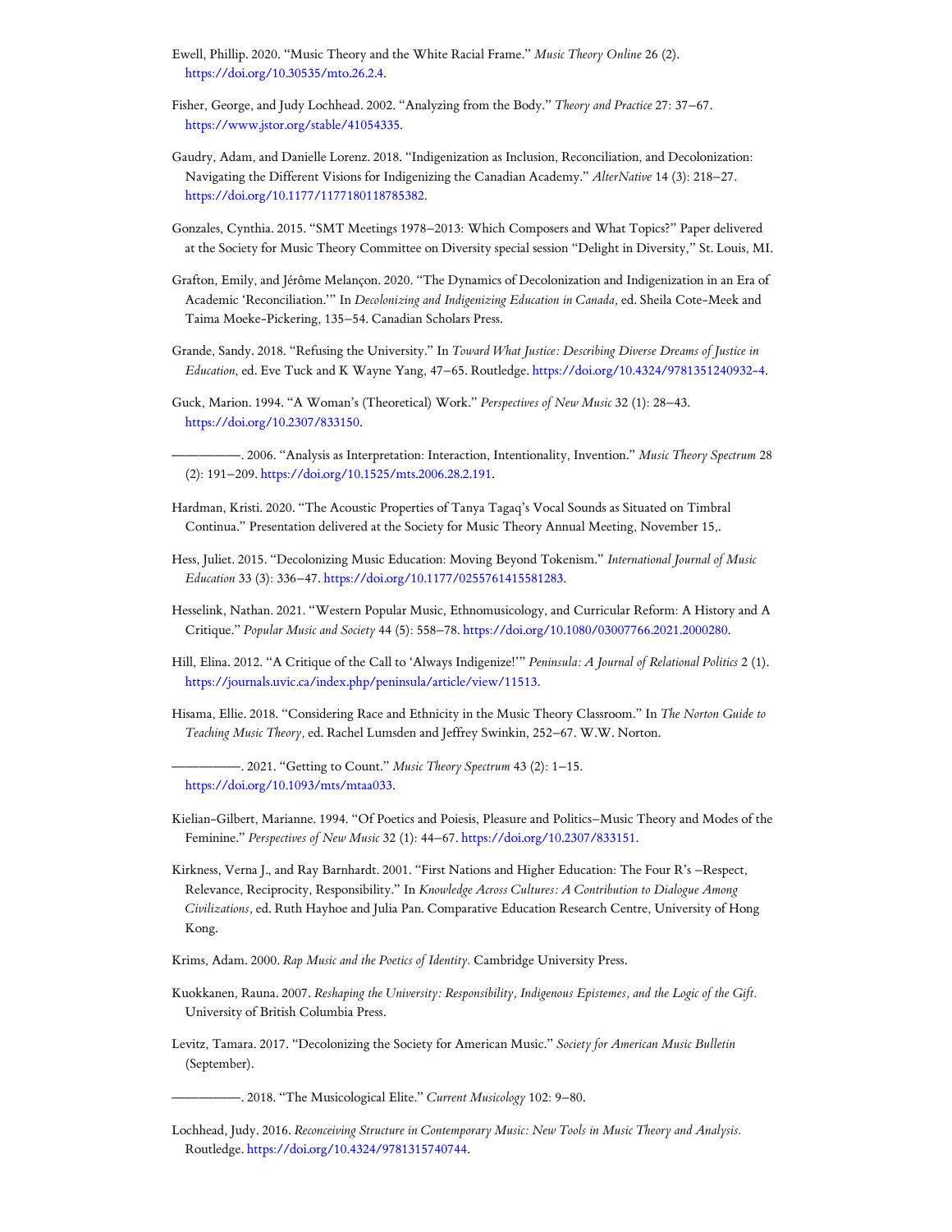Ewell, Phillip. 2020. “Music Theory and the White Racial Frame.” *Music Theory Online* 26 (2). https://doi.org/10.30535/mto.26.2.4.

Fisher, George, and Judy Lochhead. 2002. “Analyzing from the Body.” *Theory and Practice* 27: 37–67. https://www.jstor.org/stable/41054335.

Gaudry, Adam, and Danielle Lorenz. 2018. “Indigenization as Inclusion, Reconciliation, and Decolonization: Navigating the Different Visions for Indigenizing the Canadian Academy.” *AlterNative* 14 (3): 218–27. https://doi.org/10.1177/1177180118785382.

Gonzales, Cynthia. 2015. “SMT Meetings 1978–2013: Which Composers and What Topics?” Paper delivered at the Society for Music Theory Committee on Diversity special session “Delight in Diversity,” St. Louis, MI.

Grafton, Emily, and Jérôme Melançon. 2020. “The Dynamics of Decolonization and Indigenization in an Era of Academic ‘Reconciliation.’” In *Decolonizing and Indigenizing Education in Canada,* ed. Sheila Cote-Meek and Taima Moeke-Pickering, 135–54. Canadian Scholars Press.

Grande, Sandy. 2018. “Refusing the University.” In *Toward What Justice: Describing Diverse Dreams of Justice in Education*, ed. Eve Tuck and K Wayne Yang, 47–65. Routledge. https://doi.org/10.4324/9781351240932-4.

Guck, Marion. 1994. “A Woman’s (Theoretical) Work.” *Perspectives of New Music* 32 (1): 28–43. https://doi.org/10.2307/833150.

——————. 2006. “Analysis as Interpretation: Interaction, Intentionality, Invention.” *Music Theory Spectrum* 28 (2): 191–209. https://doi.org/10.1525/mts.2006.28.2.191.

Hardman, Kristi. 2020. “The Acoustic Properties of Tanya Tagaq’s Vocal Sounds as Situated on Timbral Continua.” Presentation delivered at the Society for Music Theory Annual Meeting, November 15,.

Hess, Juliet. 2015. “Decolonizing Music Education: Moving Beyond Tokenism.” *International Journal of Music Education* 33 (3): 336–47. https://doi.org/10.1177/0255761415581283.

Hesselink, Nathan. 2021. “Western Popular Music, Ethnomusicology, and Curricular Reform: A History and A Critique.” *Popular Music and Society* 44 (5): 558–78. https://doi.org/10.1080/03007766.2021.2000280.

Hill, Elina. 2012. “A Critique of the Call to ‘Always Indigenize!’” *Peninsula: A Journal of Relational Politics* 2 (1). https://journals.uvic.ca/index.php/peninsula/article/view/11513.

Hisama, Ellie. 2018. “Considering Race and Ethnicity in the Music Theory Classroom.” In *The Norton Guide to Teaching Music Theory,* ed. Rachel Lumsden and Jeffrey Swinkin, 252–67. W.W. Norton.

——————. 2021. “Getting to Count.” *Music Theory Spectrum* 43 (2): 1–15. https://doi.org/10.1093/mts/mtaa033.

Kielian-Gilbert, Marianne. 1994. “Of Poetics and Poiesis, Pleasure and Politics–Music Theory and Modes of the Feminine.” *Perspectives of New Music* 32 (1): 44–67. https://doi.org/10.2307/833151.

Kirkness, Verna J., and Ray Barnhardt. 2001. “First Nations and Higher Education: The Four R’s –Respect, Relevance, Reciprocity, Responsibility.” In *Knowledge Across Cultures: A Contribution to Dialogue Among Civilizations,* ed. Ruth Hayhoe and Julia Pan. Comparative Education Research Centre, University of Hong Kong.

Krims, Adam. 2000. *Rap Music and the Poetics of Identity.* Cambridge University Press.

Kuokkanen, Rauna. 2007. *Reshaping the University: Responsibility, Indigenous Epistemes, and the Logic of the Gift.* University of British Columbia Press.

Levitz, Tamara. 2017. “Decolonizing the Society for American Music.” *Society for American Music Bulletin* (September).

——————. 2018. “The Musicological Elite.” *Current Musicology* 102: 9–80.

Lochhead, Judy. 2016. *Reconceiving Structure in Contemporary Music: New Tools in Music Theory and Analysis.* Routledge. https://doi.org/10.4324/9781315740744.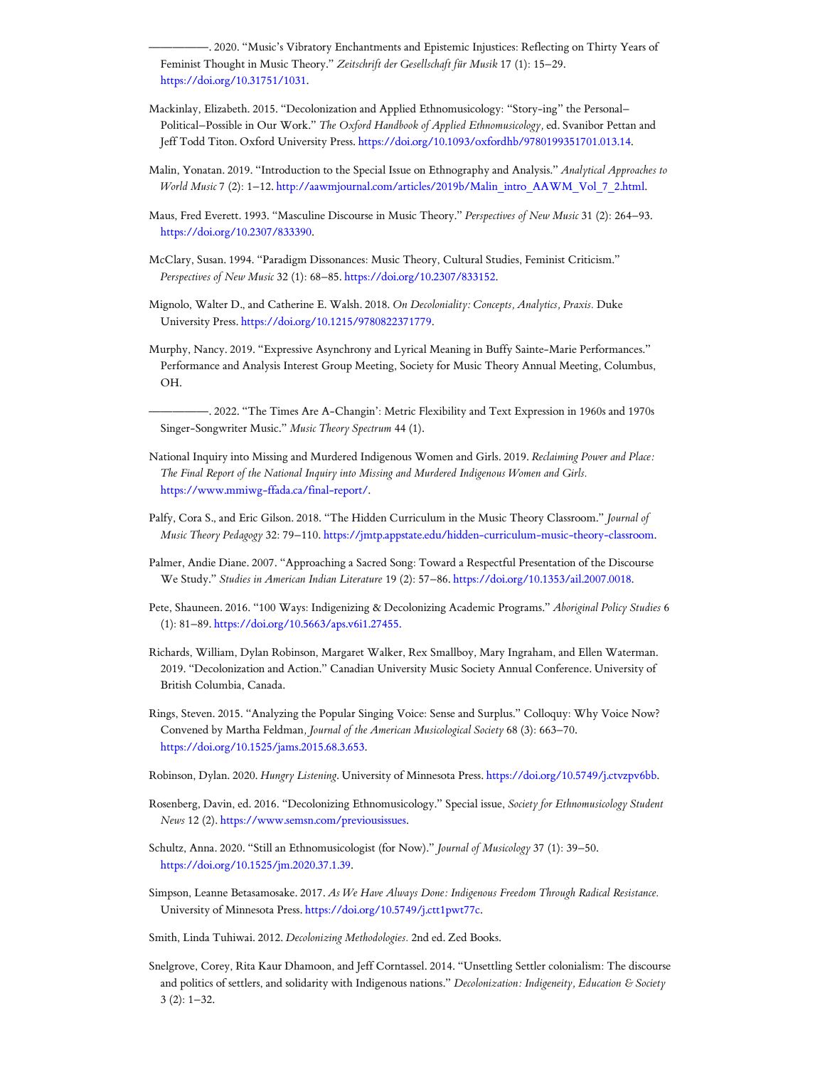———. 2020. "Music's Vibratory Enchantments and Epistemic Injustices: Reflecting on Thirty Years of Feminist Thought in Music Theory." *Zeitschrift der Gesellschaft für Musik* 17 (1): 15–29. https://doi.org/10.31751/1031.

Mackinlay, Elizabeth. 2015. "Decolonization and Applied Ethnomusicology: "Story-ing" the Personal–Political–Possible in Our Work." *The Oxford Handbook of Applied Ethnomusicology*, ed. Svanibor Pettan and Jeff Todd Titon. Oxford University Press. https://doi.org/10.1093/oxfordhb/9780199351701.013.14.

Malin, Yonatan. 2019. "Introduction to the Special Issue on Ethnography and Analysis." *Analytical Approaches to World Music* 7 (2): 1–12. http://aawmjournal.com/articles/2019b/Malin_intro_AAWM_Vol_7_2.html.

Maus, Fred Everett. 1993. "Masculine Discourse in Music Theory." *Perspectives of New Music* 31 (2): 264–93. https://doi.org/10.2307/833390.

McClary, Susan. 1994. "Paradigm Dissonances: Music Theory, Cultural Studies, Feminist Criticism." *Perspectives of New Music* 32 (1): 68–85. https://doi.org/10.2307/833152.

Mignolo, Walter D., and Catherine E. Walsh. 2018. *On Decoloniality: Concepts, Analytics, Praxis.* Duke University Press. https://doi.org/10.1215/9780822371779.

Murphy, Nancy. 2019. "Expressive Asynchrony and Lyrical Meaning in Buffy Sainte-Marie Performances." Performance and Analysis Interest Group Meeting, Society for Music Theory Annual Meeting, Columbus, OH.

———. 2022. "The Times Are A-Changin': Metric Flexibility and Text Expression in 1960s and 1970s Singer-Songwriter Music." *Music Theory Spectrum* 44 (1).

National Inquiry into Missing and Murdered Indigenous Women and Girls. 2019. *Reclaiming Power and Place: The Final Report of the National Inquiry into Missing and Murdered Indigenous Women and Girls.* https://www.mmiwg-ffada.ca/final-report/.

Palfy, Cora S., and Eric Gilson. 2018. "The Hidden Curriculum in the Music Theory Classroom." *Journal of Music Theory Pedagogy* 32: 79–110. https://jmtp.appstate.edu/hidden-curriculum-music-theory-classroom.

Palmer, Andie Diane. 2007. "Approaching a Sacred Song: Toward a Respectful Presentation of the Discourse We Study." *Studies in American Indian Literature* 19 (2): 57–86. https://doi.org/10.1353/ail.2007.0018.

Pete, Shauneen. 2016. "100 Ways: Indigenizing & Decolonizing Academic Programs." *Aboriginal Policy Studies* 6 (1): 81–89. https://doi.org/10.5663/aps.v6i1.27455.

Richards, William, Dylan Robinson, Margaret Walker, Rex Smallboy, Mary Ingraham, and Ellen Waterman. 2019. "Decolonization and Action." Canadian University Music Society Annual Conference. University of British Columbia, Canada.

Rings, Steven. 2015. "Analyzing the Popular Singing Voice: Sense and Surplus." Colloquy: Why Voice Now? Convened by Martha Feldman, *Journal of the American Musicological Society* 68 (3): 663–70. https://doi.org/10.1525/jams.2015.68.3.653.

Robinson, Dylan. 2020. *Hungry Listening*. University of Minnesota Press. https://doi.org/10.5749/j.ctvzpv6bb.

Rosenberg, Davin, ed. 2016. "Decolonizing Ethnomusicology." Special issue, *Society for Ethnomusicology Student News* 12 (2). https://www.semsn.com/previousissues.

Schultz, Anna. 2020. "Still an Ethnomusicologist (for Now)." *Journal of Musicology* 37 (1): 39–50. https://doi.org/10.1525/jm.2020.37.1.39.

Simpson, Leanne Betasamosake. 2017. *As We Have Always Done: Indigenous Freedom Through Radical Resistance.* University of Minnesota Press. https://doi.org/10.5749/j.ctt1pwt77c.

Smith, Linda Tuhiwai. 2012. *Decolonizing Methodologies.* 2nd ed. Zed Books.

Snelgrove, Corey, Rita Kaur Dhamoon, and Jeff Corntassel. 2014. "Unsettling Settler colonialism: The discourse and politics of settlers, and solidarity with Indigenous nations." *Decolonization: Indigeneity, Education & Society* 3 (2): 1–32.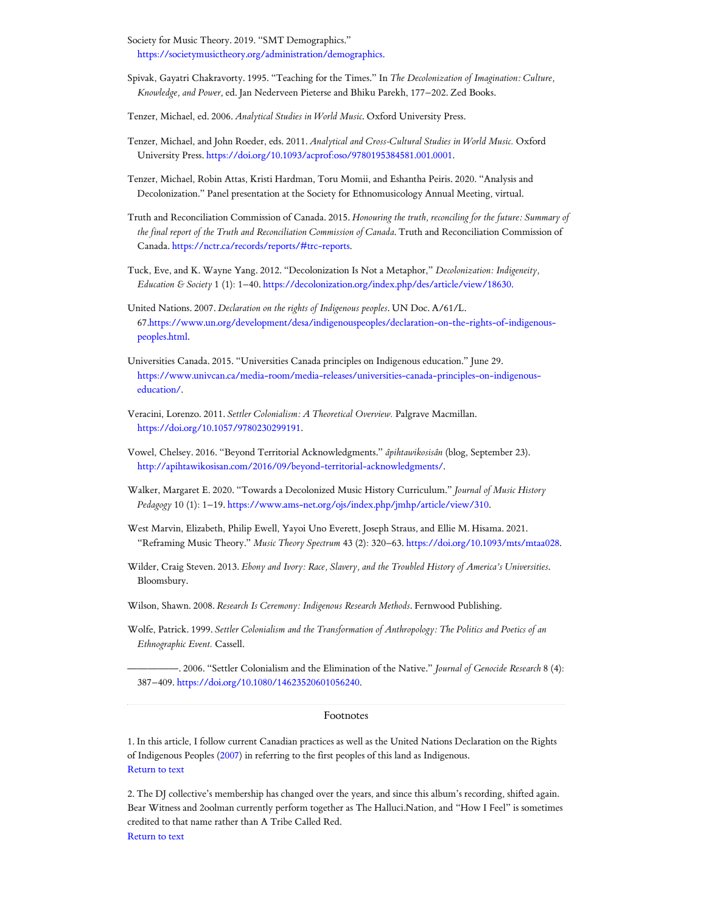Society for Music Theory. 2019. “SMT Demographics.” https://societymusictheory.org/administration/demographics.

Spivak, Gayatri Chakravorty. 1995. “Teaching for the Times.” In *The Decolonization of Imagination: Culture, Knowledge, and Power*, ed. Jan Nederveen Pieterse and Bhiku Parekh, 177–202. Zed Books.

Tenzer, Michael, ed. 2006. *Analytical Studies in World Music*. Oxford University Press.

Tenzer, Michael, and John Roeder, eds. 2011. *Analytical and Cross-Cultural Studies in World Music.* Oxford University Press. https://doi.org/10.1093/acprof:oso/9780195384581.001.0001.

Tenzer, Michael, Robin Attas, Kristi Hardman, Toru Momii, and Eshantha Peiris. 2020. “Analysis and Decolonization.” Panel presentation at the Society for Ethnomusicology Annual Meeting, virtual.

Truth and Reconciliation Commission of Canada. 2015. *Honouring the truth, reconciling for the future: Summary of the final report of the Truth and Reconciliation Commission of Canada*. Truth and Reconciliation Commission of Canada. https://nctr.ca/records/reports/#trc-reports.

Tuck, Eve, and K. Wayne Yang. 2012. “Decolonization Is Not a Metaphor,” *Decolonization: Indigeneity, Education & Society* 1 (1): 1–40. https://decolonization.org/index.php/des/article/view/18630.

United Nations. 2007. *Declaration on the rights of Indigenous peoples*. UN Doc. A/61/L. 67.https://www.un.org/development/desa/indigenouspeoples/declaration-on-the-rights-of-indigenous-peoples.html.

Universities Canada. 2015. “Universities Canada principles on Indigenous education.” June 29. https://www.univcan.ca/media-room/media-releases/universities-canada-principles-on-indigenous-education/.

Veracini, Lorenzo. 2011. *Settler Colonialism: A Theoretical Overview.* Palgrave Macmillan. https://doi.org/10.1057/9780230299191.

Vowel, Chelsey. 2016. “Beyond Territorial Acknowledgments.” *âpihtawikosisân* (blog, September 23). http://apihtawikosisan.com/2016/09/beyond-territorial-acknowledgments/.

Walker, Margaret E. 2020. “Towards a Decolonized Music History Curriculum.” *Journal of Music History Pedagogy* 10 (1): 1–19. https://www.ams-net.org/ojs/index.php/jmhp/article/view/310.

West Marvin, Elizabeth, Philip Ewell, Yayoi Uno Everett, Joseph Straus, and Ellie M. Hisama. 2021. “Reframing Music Theory.” *Music Theory Spectrum* 43 (2): 320–63. https://doi.org/10.1093/mts/mtaa028.

Wilder, Craig Steven. 2013. *Ebony and Ivory: Race, Slavery, and the Troubled History of America's Universities*. Bloomsbury.

Wilson, Shawn. 2008. *Research Is Ceremony: Indigenous Research Methods*. Fernwood Publishing.

Wolfe, Patrick. 1999. *Settler Colonialism and the Transformation of Anthropology: The Politics and Poetics of an Ethnographic Event.* Cassell.

———. 2006. “Settler Colonialism and the Elimination of the Native.” *Journal of Genocide Research* 8 (4): 387–409. https://doi.org/10.1080/14623520601056240.

---

## Footnotes

1. In this article, I follow current Canadian practices as well as the United Nations Declaration on the Rights of Indigenous Peoples (2007) in referring to the first peoples of this land as Indigenous.
Return to text

2. The DJ collective's membership has changed over the years, and since this album's recording, shifted again. Bear Witness and 2oolman currently perform together as The Halluci.Nation, and “How I Feel” is sometimes credited to that name rather than A Tribe Called Red.
Return to text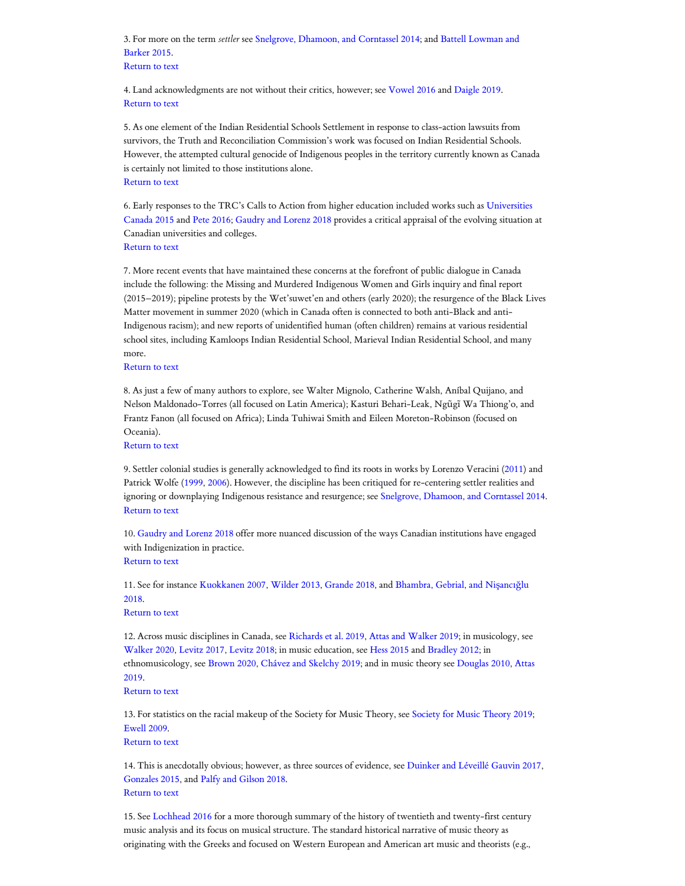3. For more on the term *settler* see Snelgrove, Dhamoon, and Corntassel 2014; and Battell Lowman and Barker 2015.
Return to text

4. Land acknowledgments are not without their critics, however; see Vowel 2016 and Daigle 2019.
Return to text

5. As one element of the Indian Residential Schools Settlement in response to class-action lawsuits from survivors, the Truth and Reconciliation Commission's work was focused on Indian Residential Schools. However, the attempted cultural genocide of Indigenous peoples in the territory currently known as Canada is certainly not limited to those institutions alone.
Return to text

6. Early responses to the TRC's Calls to Action from higher education included works such as Universities Canada 2015 and Pete 2016; Gaudry and Lorenz 2018 provides a critical appraisal of the evolving situation at Canadian universities and colleges.
Return to text

7. More recent events that have maintained these concerns at the forefront of public dialogue in Canada include the following: the Missing and Murdered Indigenous Women and Girls inquiry and final report (2015–2019); pipeline protests by the Wet'suwet'en and others (early 2020); the resurgence of the Black Lives Matter movement in summer 2020 (which in Canada often is connected to both anti-Black and anti-Indigenous racism); and new reports of unidentified human (often children) remains at various residential school sites, including Kamloops Indian Residential School, Marieval Indian Residential School, and many more.
Return to text

8. As just a few of many authors to explore, see Walter Mignolo, Catherine Walsh, Aníbal Quijano, and Nelson Maldonado-Torres (all focused on Latin America); Kasturi Behari-Leak, Ngũgĩ Wa Thiong'o, and Frantz Fanon (all focused on Africa); Linda Tuhiwai Smith and Eileen Moreton-Robinson (focused on Oceania).
Return to text

9. Settler colonial studies is generally acknowledged to find its roots in works by Lorenzo Veracini (2011) and Patrick Wolfe (1999, 2006). However, the discipline has been critiqued for re-centering settler realities and ignoring or downplaying Indigenous resistance and resurgence; see Snelgrove, Dhamoon, and Corntassel 2014.
Return to text

10. Gaudry and Lorenz 2018 offer more nuanced discussion of the ways Canadian institutions have engaged with Indigenization in practice.
Return to text

11. See for instance Kuokkanen 2007, Wilder 2013, Grande 2018, and Bhambra, Gebrial, and Nişancıoğlu 2018.
Return to text

12. Across music disciplines in Canada, see Richards et al. 2019, Attas and Walker 2019; in musicology, see Walker 2020, Levitz 2017, Levitz 2018; in music education, see Hess 2015 and Bradley 2012; in ethnomusicology, see Brown 2020, Chávez and Skelchy 2019; and in music theory see Douglas 2010, Attas 2019.
Return to text

13. For statistics on the racial makeup of the Society for Music Theory, see Society for Music Theory 2019; Ewell 2009.
Return to text

14. This is anecdotally obvious; however, as three sources of evidence, see Duinker and Léveillé Gauvin 2017, Gonzales 2015, and Palfy and Gilson 2018.
Return to text

15. See Lochhead 2016 for a more thorough summary of the history of twentieth and twenty-first century music analysis and its focus on musical structure. The standard historical narrative of music theory as originating with the Greeks and focused on Western European and American art music and theorists (e.g.,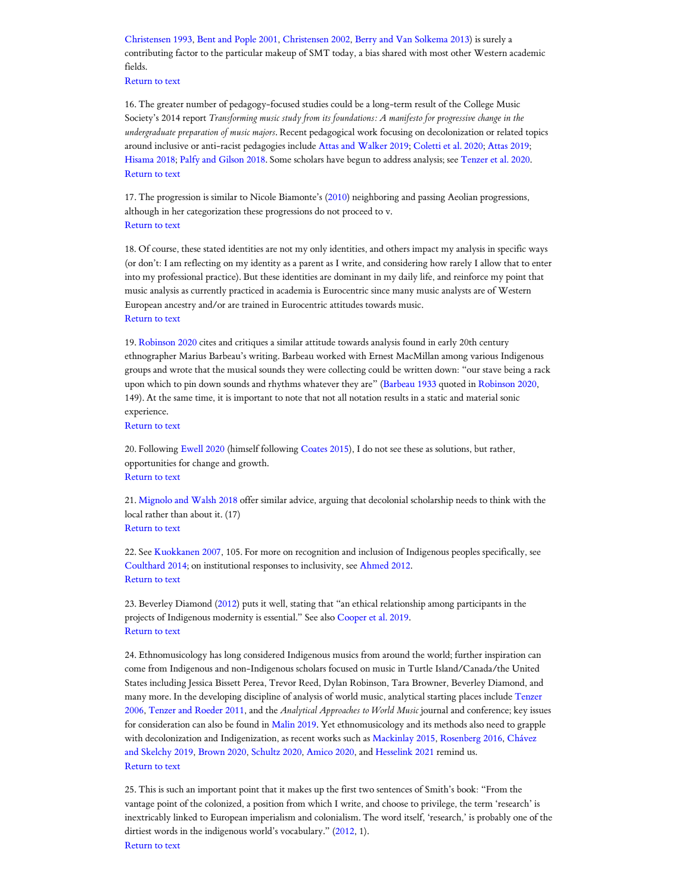Christensen 1993, Bent and Pople 2001, Christensen 2002, Berry and Van Solkema 2013) is surely a contributing factor to the particular makeup of SMT today, a bias shared with most other Western academic fields.
Return to text

16. The greater number of pedagogy-focused studies could be a long-term result of the College Music Society's 2014 report *Transforming music study from its foundations: A manifesto for progressive change in the undergraduate preparation of music majors*. Recent pedagogical work focusing on decolonization or related topics around inclusive or anti-racist pedagogies include Attas and Walker 2019; Coletti et al. 2020; Attas 2019; Hisama 2018; Palfy and Gilson 2018. Some scholars have begun to address analysis; see Tenzer et al. 2020.
Return to text

17. The progression is similar to Nicole Biamonte's (2010) neighboring and passing Aeolian progressions, although in her categorization these progressions do not proceed to v.
Return to text

18. Of course, these stated identities are not my only identities, and others impact my analysis in specific ways (or don't: I am reflecting on my identity as a parent as I write, and considering how rarely I allow that to enter into my professional practice). But these identities are dominant in my daily life, and reinforce my point that music analysis as currently practiced in academia is Eurocentric since many music analysts are of Western European ancestry and/or are trained in Eurocentric attitudes towards music.
Return to text

19. Robinson 2020 cites and critiques a similar attitude towards analysis found in early 20th century ethnographer Marius Barbeau's writing. Barbeau worked with Ernest MacMillan among various Indigenous groups and wrote that the musical sounds they were collecting could be written down: "our stave being a rack upon which to pin down sounds and rhythms whatever they are" (Barbeau 1933 quoted in Robinson 2020, 149). At the same time, it is important to note that not all notation results in a static and material sonic experience.
Return to text

20. Following Ewell 2020 (himself following Coates 2015), I do not see these as solutions, but rather, opportunities for change and growth.
Return to text

21. Mignolo and Walsh 2018 offer similar advice, arguing that decolonial scholarship needs to think with the local rather than about it. (17)
Return to text

22. See Kuokkanen 2007, 105. For more on recognition and inclusion of Indigenous peoples specifically, see Coulthard 2014; on institutional responses to inclusivity, see Ahmed 2012.
Return to text

23. Beverley Diamond (2012) puts it well, stating that "an ethical relationship among participants in the projects of Indigenous modernity is essential." See also Cooper et al. 2019.
Return to text

24. Ethnomusicology has long considered Indigenous musics from around the world; further inspiration can come from Indigenous and non-Indigenous scholars focused on music in Turtle Island/Canada/the United States including Jessica Bissett Perea, Trevor Reed, Dylan Robinson, Tara Browner, Beverley Diamond, and many more. In the developing discipline of analysis of world music, analytical starting places include Tenzer 2006, Tenzer and Roeder 2011, and the *Analytical Approaches to World Music* journal and conference; key issues for consideration can also be found in Malin 2019. Yet ethnomusicology and its methods also need to grapple with decolonization and Indigenization, as recent works such as Mackinlay 2015, Rosenberg 2016, Chávez and Skelchy 2019, Brown 2020, Schultz 2020, Amico 2020, and Hesselink 2021 remind us.
Return to text

25. This is such an important point that it makes up the first two sentences of Smith's book: "From the vantage point of the colonized, a position from which I write, and choose to privilege, the term 'research' is inextricably linked to European imperialism and colonialism. The word itself, 'research,' is probably one of the dirtiest words in the indigenous world's vocabulary." (2012, 1).
Return to text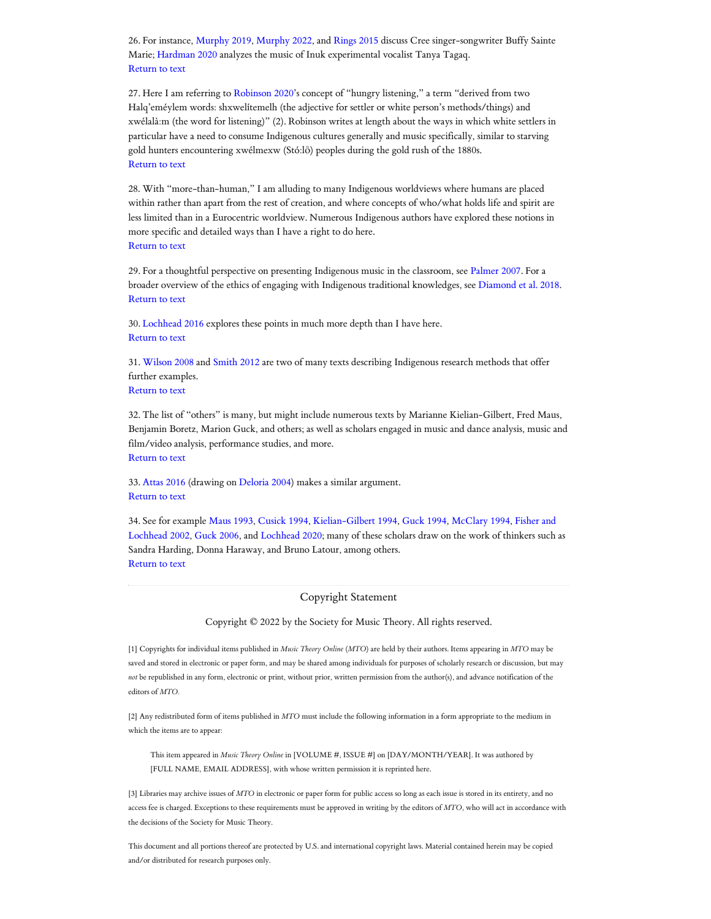26. For instance, Murphy 2019, Murphy 2022, and Rings 2015 discuss Cree singer-songwriter Buffy Sainte Marie; Hardman 2020 analyzes the music of Inuk experimental vocalist Tanya Tagaq.
Return to text

27. Here I am referring to Robinson 2020's concept of "hungry listening," a term "derived from two Halq'eméylem words: shxwelítemelh (the adjective for settler or white person's methods/things) and xwélalà:m (the word for listening)" (2). Robinson writes at length about the ways in which white settlers in particular have a need to consume Indigenous cultures generally and music specifically, similar to starving gold hunters encountering xwélmexw (Stó:lō) peoples during the gold rush of the 1880s.
Return to text

28. With "more-than-human," I am alluding to many Indigenous worldviews where humans are placed within rather than apart from the rest of creation, and where concepts of who/what holds life and spirit are less limited than in a Eurocentric worldview. Numerous Indigenous authors have explored these notions in more specific and detailed ways than I have a right to do here.
Return to text

29. For a thoughtful perspective on presenting Indigenous music in the classroom, see Palmer 2007. For a broader overview of the ethics of engaging with Indigenous traditional knowledges, see Diamond et al. 2018.
Return to text

30. Lochhead 2016 explores these points in much more depth than I have here.
Return to text

31. Wilson 2008 and Smith 2012 are two of many texts describing Indigenous research methods that offer further examples.
Return to text

32. The list of "others" is many, but might include numerous texts by Marianne Kielian-Gilbert, Fred Maus, Benjamin Boretz, Marion Guck, and others; as well as scholars engaged in music and dance analysis, music and film/video analysis, performance studies, and more.
Return to text

33. Attas 2016 (drawing on Deloria 2004) makes a similar argument.
Return to text

34. See for example Maus 1993, Cusick 1994, Kielian-Gilbert 1994, Guck 1994, McClary 1994, Fisher and Lochhead 2002, Guck 2006, and Lochhead 2020; many of these scholars draw on the work of thinkers such as Sandra Harding, Donna Haraway, and Bruno Latour, among others.
Return to text

---

## Copyright Statement

Copyright © 2022 by the Society for Music Theory. All rights reserved.

[1] Copyrights for individual items published in *Music Theory Online* (*MTO*) are held by their authors. Items appearing in *MTO* may be saved and stored in electronic or paper form, and may be shared among individuals for purposes of scholarly research or discussion, but may *not* be republished in any form, electronic or print, without prior, written permission from the author(s), and advance notification of the editors of *MTO*.

[2] Any redistributed form of items published in *MTO* must include the following information in a form appropriate to the medium in which the items are to appear:

> This item appeared in *Music Theory Online* in [VOLUME #, ISSUE #] on [DAY/MONTH/YEAR]. It was authored by [FULL NAME, EMAIL ADDRESS], with whose written permission it is reprinted here.

[3] Libraries may archive issues of *MTO* in electronic or paper form for public access so long as each issue is stored in its entirety, and no access fee is charged. Exceptions to these requirements must be approved in writing by the editors of *MTO*, who will act in accordance with the decisions of the Society for Music Theory.

This document and all portions thereof are protected by U.S. and international copyright laws. Material contained herein may be copied and/or distributed for research purposes only.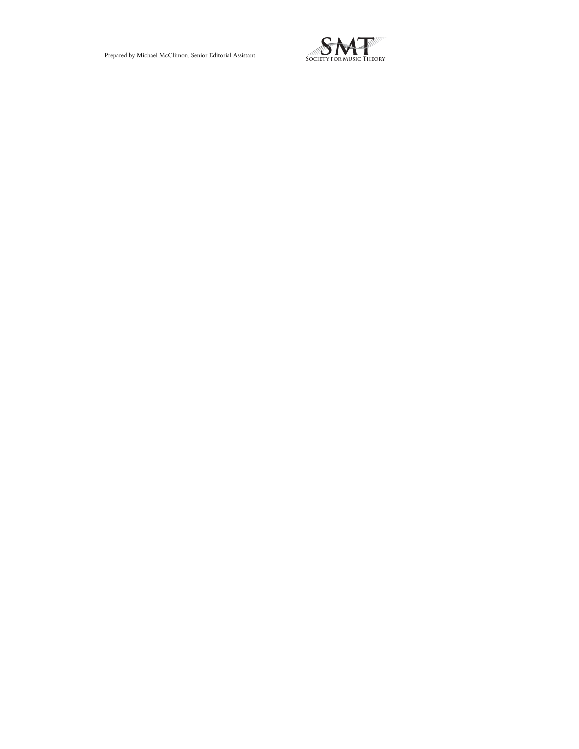Prepared by Michael McClimon, Senior Editorial Assistant

SMT
Society for Music Theory